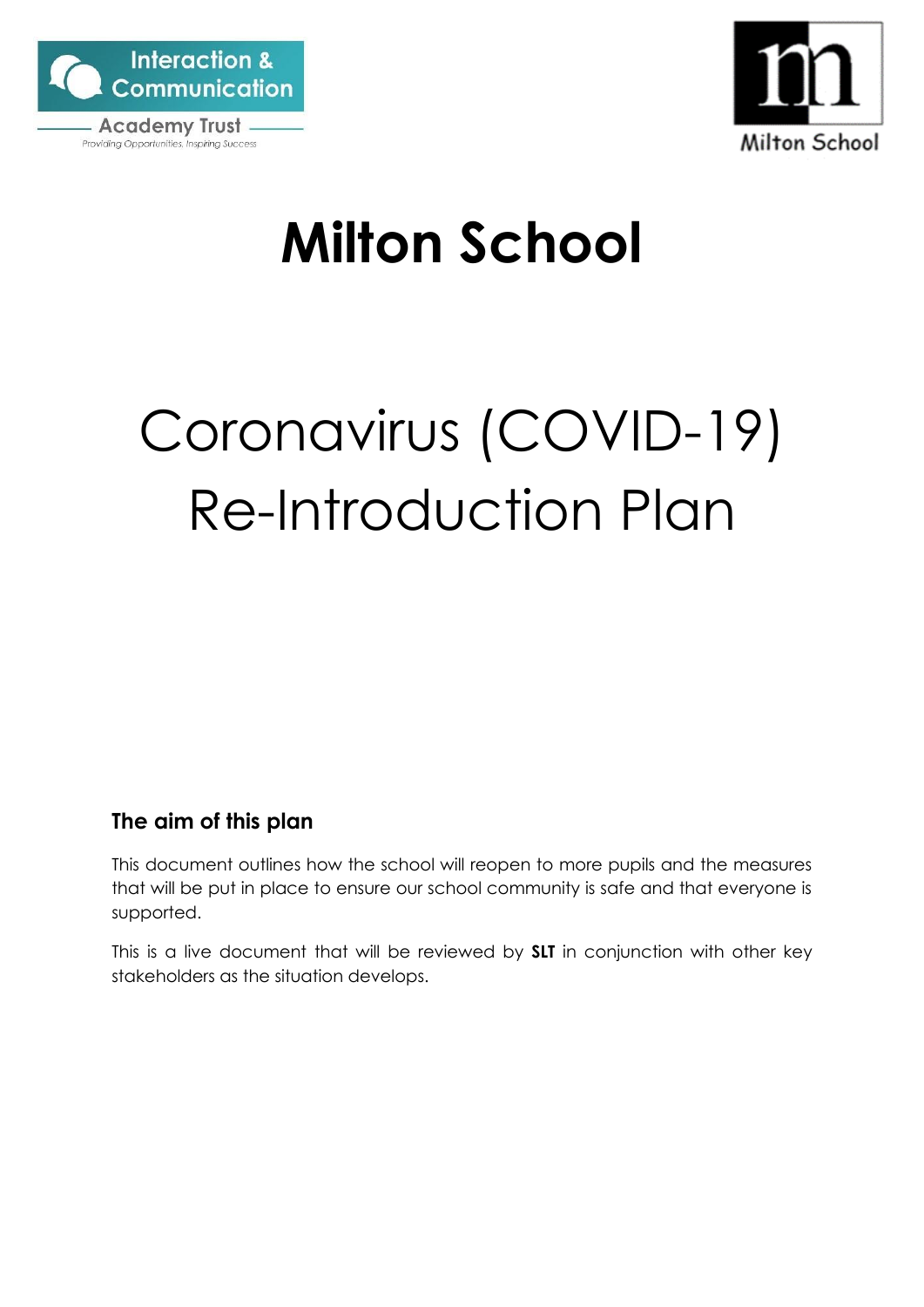Interaction & Communication Academy Trust

Providing Opportunities, Inspiring Success

Milton School

# Milton School

# Coronavirus (COVID-19) Re-Introduction Plan

### The aim of this plan

This document outlines how the school will reopen to more pupils and the measures that will be put in place to ensure our school community is safe and that everyone is supported.

This is a live document that will be reviewed by **SLT** in conjunction with other key stakeholders as the situation develops.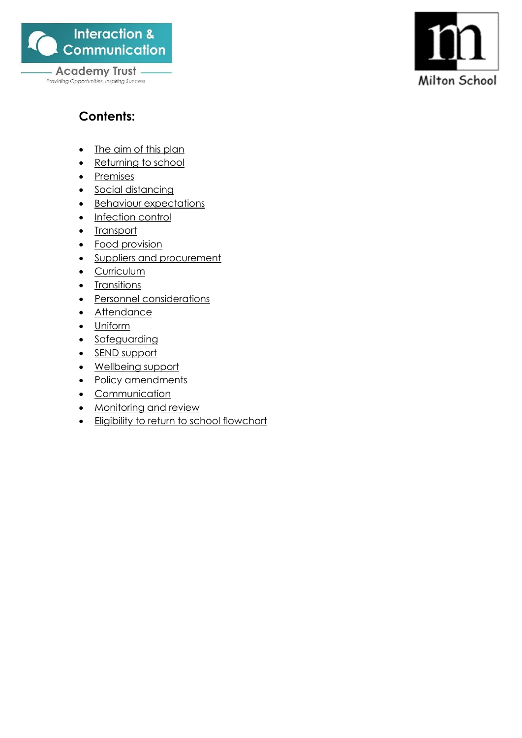Interaction & Communication Academy Trust

Providing Opportunities, Inspiring Success

Milton School

## Contents:

- The aim of this plan
- Returning to school
- Premises
- Social distancing
- Behaviour expectations
- Infection control
- Transport
- Food provision
- Suppliers and procurement
- Curriculum
- Transitions
- Personnel considerations
- Attendance
- Uniform
- Safeguarding
- SEND support
- Wellbeing support
- Policy amendments
- Communication
- Monitoring and review
- Eligibility to return to school flowchart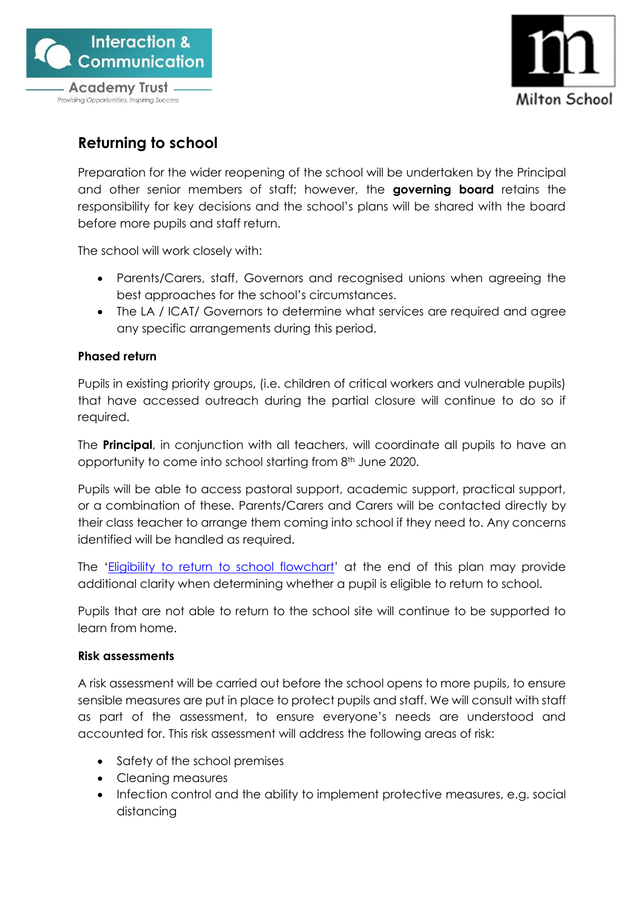## Returning to school

Preparation for the wider reopening of the school will be undertaken by the Principal and other senior members of staff; however, the **governing board** retains the responsibility for key decisions and the school's plans will be shared with the board before more pupils and staff return.

The school will work closely with:

- Parents/Carers, staff, Governors and recognised unions when agreeing the best approaches for the school's circumstances.
- The LA / ICAT/ Governors to determine what services are required and agree any specific arrangements during this period.

**Phased return**

Pupils in existing priority groups, (i.e. children of critical workers and vulnerable pupils) that have accessed outreach during the partial closure will continue to do so if required.

The **Principal**, in conjunction with all teachers, will coordinate all pupils to have an opportunity to come into school starting from 8th June 2020.

Pupils will be able to access pastoral support, academic support, practical support, or a combination of these. Parents/Carers and Carers will be contacted directly by their class teacher to arrange them coming into school if they need to. Any concerns identified will be handled as required.

The '[Eligibility to return to school flowchart]()' at the end of this plan may provide additional clarity when determining whether a pupil is eligible to return to school.

Pupils that are not able to return to the school site will continue to be supported to learn from home.

**Risk assessments**

A risk assessment will be carried out before the school opens to more pupils, to ensure sensible measures are put in place to protect pupils and staff. We will consult with staff as part of the assessment, to ensure everyone's needs are understood and accounted for. This risk assessment will address the following areas of risk:

- Safety of the school premises
- Cleaning measures
- Infection control and the ability to implement protective measures, e.g. social distancing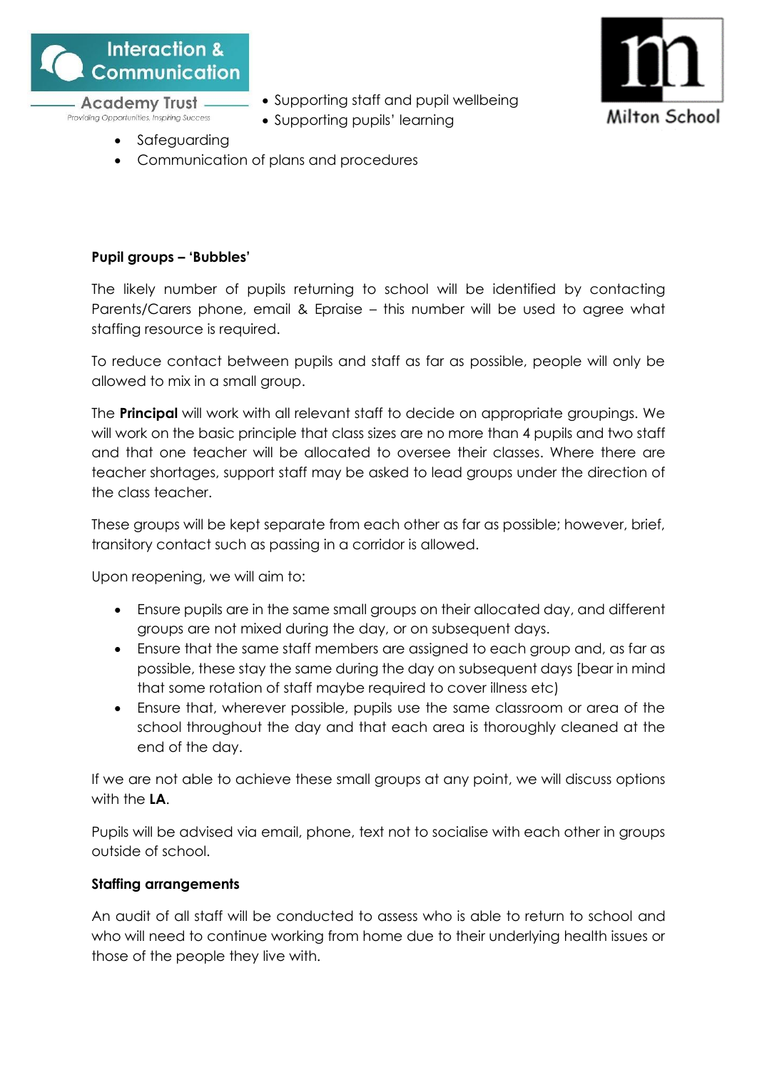- Supporting staff and pupil wellbeing
- Supporting pupils' learning
- Safeguarding
- Communication of plans and procedures

**Pupil groups – 'Bubbles'**

The likely number of pupils returning to school will be identified by contacting Parents/Carers phone, email & Epraise – this number will be used to agree what staffing resource is required.

To reduce contact between pupils and staff as far as possible, people will only be allowed to mix in a small group.

The **Principal** will work with all relevant staff to decide on appropriate groupings. We will work on the basic principle that class sizes are no more than 4 pupils and two staff and that one teacher will be allocated to oversee their classes. Where there are teacher shortages, support staff may be asked to lead groups under the direction of the class teacher.

These groups will be kept separate from each other as far as possible; however, brief, transitory contact such as passing in a corridor is allowed.

Upon reopening, we will aim to:

- Ensure pupils are in the same small groups on their allocated day, and different groups are not mixed during the day, or on subsequent days.
- Ensure that the same staff members are assigned to each group and, as far as possible, these stay the same during the day on subsequent days [bear in mind that some rotation of staff maybe required to cover illness etc)
- Ensure that, wherever possible, pupils use the same classroom or area of the school throughout the day and that each area is thoroughly cleaned at the end of the day.

If we are not able to achieve these small groups at any point, we will discuss options with the **LA**.

Pupils will be advised via email, phone, text not to socialise with each other in groups outside of school.

**Staffing arrangements**

An audit of all staff will be conducted to assess who is able to return to school and who will need to continue working from home due to their underlying health issues or those of the people they live with.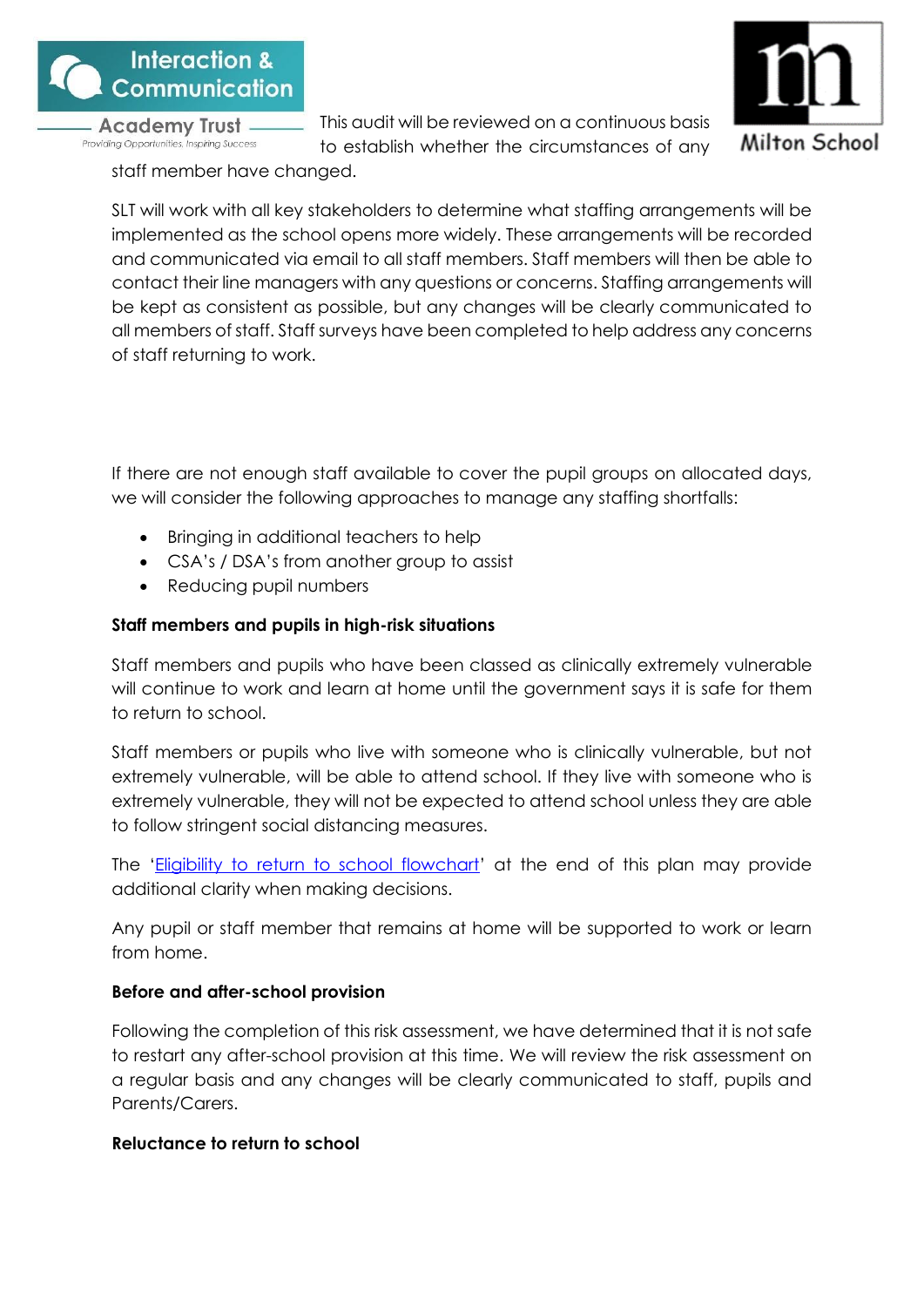This audit will be reviewed on a continuous basis to establish whether the circumstances of any staff member have changed.

SLT will work with all key stakeholders to determine what staffing arrangements will be implemented as the school opens more widely. These arrangements will be recorded and communicated via email to all staff members. Staff members will then be able to contact their line managers with any questions or concerns. Staffing arrangements will be kept as consistent as possible, but any changes will be clearly communicated to all members of staff. Staff surveys have been completed to help address any concerns of staff returning to work.

If there are not enough staff available to cover the pupil groups on allocated days, we will consider the following approaches to manage any staffing shortfalls:

- Bringing in additional teachers to help
- CSA's / DSA's from another group to assist
- Reducing pupil numbers

**Staff members and pupils in high-risk situations**

Staff members and pupils who have been classed as clinically extremely vulnerable will continue to work and learn at home until the government says it is safe for them to return to school.

Staff members or pupils who live with someone who is clinically vulnerable, but not extremely vulnerable, will be able to attend school. If they live with someone who is extremely vulnerable, they will not be expected to attend school unless they are able to follow stringent social distancing measures.

The '[Eligibility to return to school flowchart]' at the end of this plan may provide additional clarity when making decisions.

Any pupil or staff member that remains at home will be supported to work or learn from home.

**Before and after-school provision**

Following the completion of this risk assessment, we have determined that it is not safe to restart any after-school provision at this time. We will review the risk assessment on a regular basis and any changes will be clearly communicated to staff, pupils and Parents/Carers.

**Reluctance to return to school**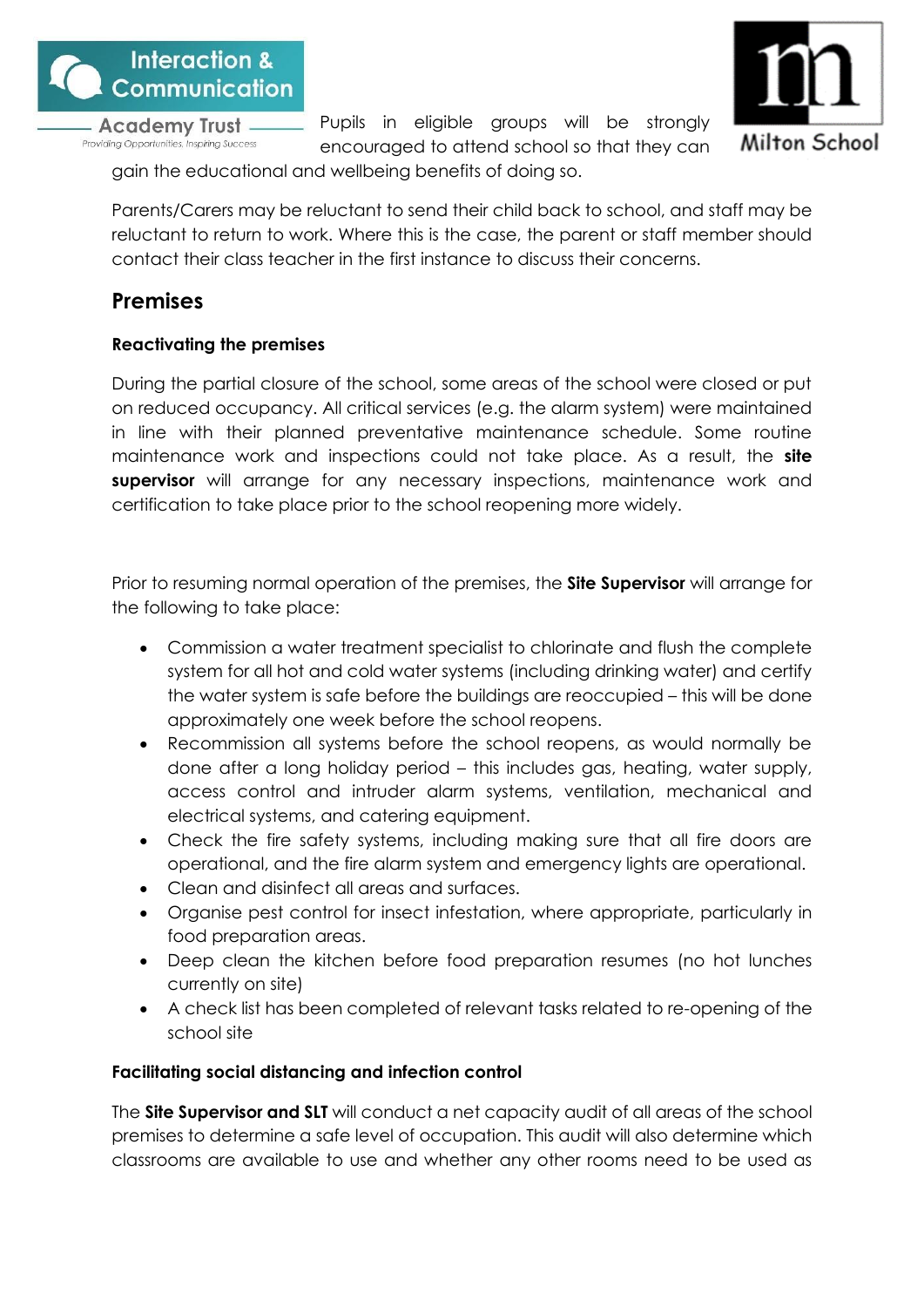Pupils in eligible groups will be strongly encouraged to attend school so that they can gain the educational and wellbeing benefits of doing so.

Parents/Carers may be reluctant to send their child back to school, and staff may be reluctant to return to work. Where this is the case, the parent or staff member should contact their class teacher in the first instance to discuss their concerns.

## Premises

### Reactivating the premises

During the partial closure of the school, some areas of the school were closed or put on reduced occupancy. All critical services (e.g. the alarm system) were maintained in line with their planned preventative maintenance schedule. Some routine maintenance work and inspections could not take place. As a result, the **site supervisor** will arrange for any necessary inspections, maintenance work and certification to take place prior to the school reopening more widely.

Prior to resuming normal operation of the premises, the **Site Supervisor** will arrange for the following to take place:

- Commission a water treatment specialist to chlorinate and flush the complete system for all hot and cold water systems (including drinking water) and certify the water system is safe before the buildings are reoccupied – this will be done approximately one week before the school reopens.
- Recommission all systems before the school reopens, as would normally be done after a long holiday period – this includes gas, heating, water supply, access control and intruder alarm systems, ventilation, mechanical and electrical systems, and catering equipment.
- Check the fire safety systems, including making sure that all fire doors are operational, and the fire alarm system and emergency lights are operational.
- Clean and disinfect all areas and surfaces.
- Organise pest control for insect infestation, where appropriate, particularly in food preparation areas.
- Deep clean the kitchen before food preparation resumes (no hot lunches currently on site)
- A check list has been completed of relevant tasks related to re-opening of the school site

### Facilitating social distancing and infection control

The **Site Supervisor and SLT** will conduct a net capacity audit of all areas of the school premises to determine a safe level of occupation. This audit will also determine which classrooms are available to use and whether any other rooms need to be used as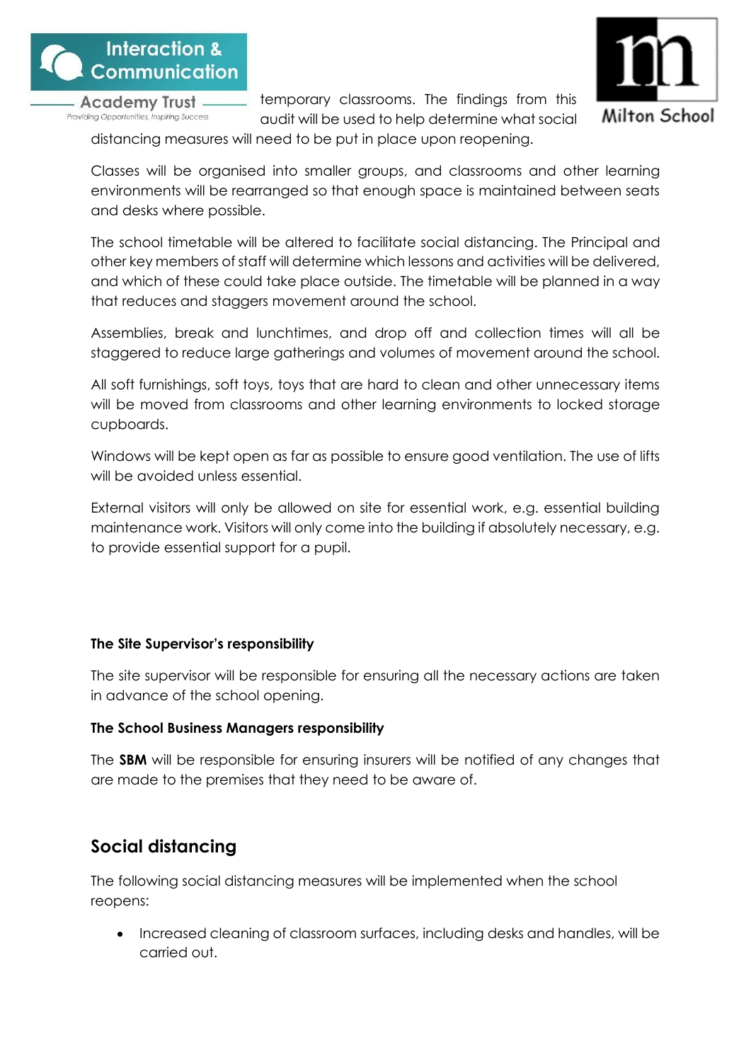temporary classrooms. The findings from this audit will be used to help determine what social distancing measures will need to be put in place upon reopening.

Classes will be organised into smaller groups, and classrooms and other learning environments will be rearranged so that enough space is maintained between seats and desks where possible.

The school timetable will be altered to facilitate social distancing. The Principal and other key members of staff will determine which lessons and activities will be delivered, and which of these could take place outside. The timetable will be planned in a way that reduces and staggers movement around the school.

Assemblies, break and lunchtimes, and drop off and collection times will all be staggered to reduce large gatherings and volumes of movement around the school.

All soft furnishings, soft toys, toys that are hard to clean and other unnecessary items will be moved from classrooms and other learning environments to locked storage cupboards.

Windows will be kept open as far as possible to ensure good ventilation. The use of lifts will be avoided unless essential.

External visitors will only be allowed on site for essential work, e.g. essential building maintenance work. Visitors will only come into the building if absolutely necessary, e.g. to provide essential support for a pupil.

**The Site Supervisor's responsibility**

The site supervisor will be responsible for ensuring all the necessary actions are taken in advance of the school opening.

**The School Business Managers responsibility**

The **SBM** will be responsible for ensuring insurers will be notified of any changes that are made to the premises that they need to be aware of.

## Social distancing

The following social distancing measures will be implemented when the school reopens:

- Increased cleaning of classroom surfaces, including desks and handles, will be carried out.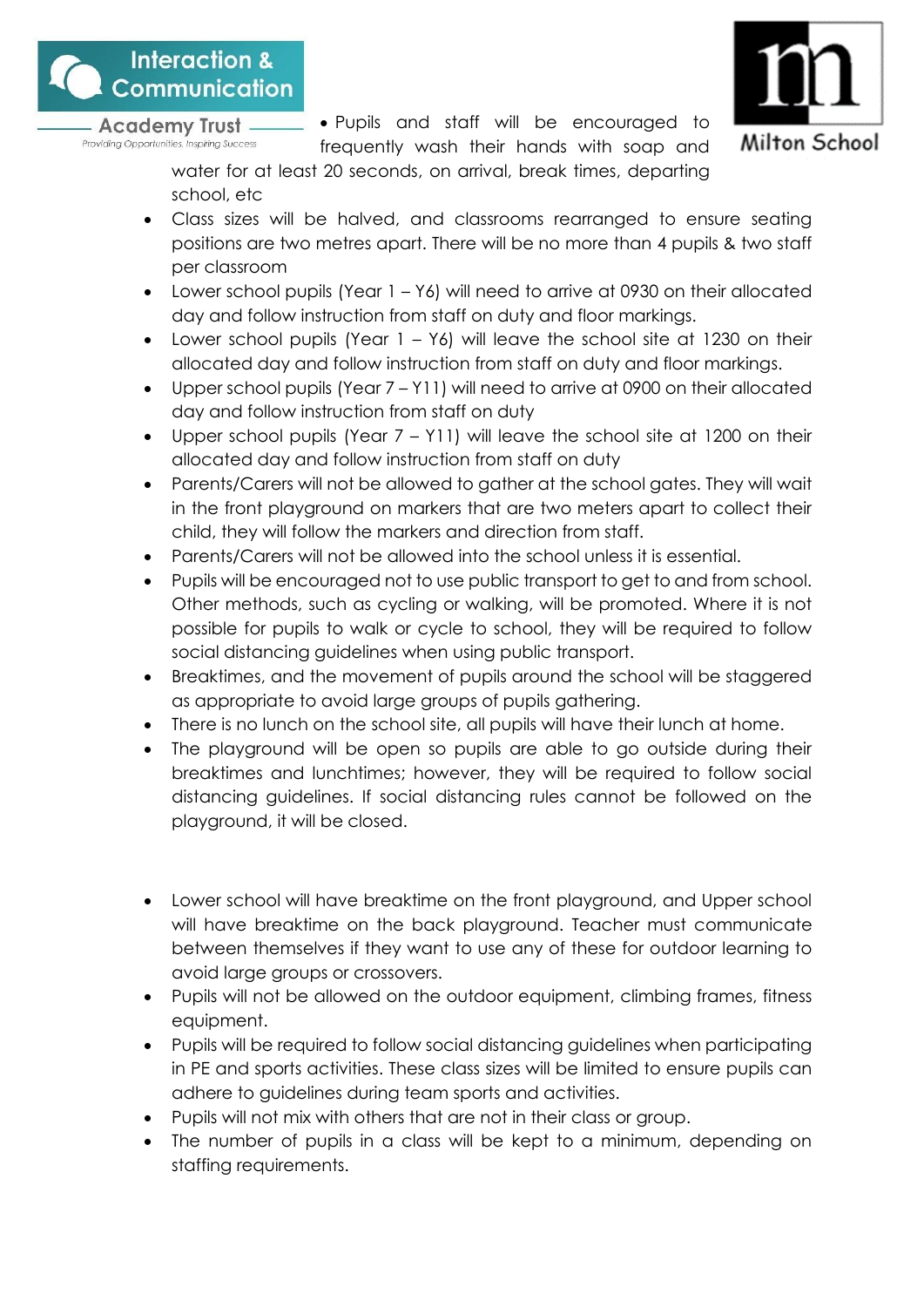- Pupils and staff will be encouraged to frequently wash their hands with soap and water for at least 20 seconds, on arrival, break times, departing school, etc
- Class sizes will be halved, and classrooms rearranged to ensure seating positions are two metres apart. There will be no more than 4 pupils & two staff per classroom
- Lower school pupils (Year 1 – Y6) will need to arrive at 0930 on their allocated day and follow instruction from staff on duty and floor markings.
- Lower school pupils (Year 1 – Y6) will leave the school site at 1230 on their allocated day and follow instruction from staff on duty and floor markings.
- Upper school pupils (Year 7 – Y11) will need to arrive at 0900 on their allocated day and follow instruction from staff on duty
- Upper school pupils (Year 7 – Y11) will leave the school site at 1200 on their allocated day and follow instruction from staff on duty
- Parents/Carers will not be allowed to gather at the school gates. They will wait in the front playground on markers that are two meters apart to collect their child, they will follow the markers and direction from staff.
- Parents/Carers will not be allowed into the school unless it is essential.
- Pupils will be encouraged not to use public transport to get to and from school. Other methods, such as cycling or walking, will be promoted. Where it is not possible for pupils to walk or cycle to school, they will be required to follow social distancing guidelines when using public transport.
- Breaktimes, and the movement of pupils around the school will be staggered as appropriate to avoid large groups of pupils gathering.
- There is no lunch on the school site, all pupils will have their lunch at home.
- The playground will be open so pupils are able to go outside during their breaktimes and lunchtimes; however, they will be required to follow social distancing guidelines. If social distancing rules cannot be followed on the playground, it will be closed.

- Lower school will have breaktime on the front playground, and Upper school will have breaktime on the back playground. Teacher must communicate between themselves if they want to use any of these for outdoor learning to avoid large groups or crossovers.
- Pupils will not be allowed on the outdoor equipment, climbing frames, fitness equipment.
- Pupils will be required to follow social distancing guidelines when participating in PE and sports activities. These class sizes will be limited to ensure pupils can adhere to guidelines during team sports and activities.
- Pupils will not mix with others that are not in their class or group.
- The number of pupils in a class will be kept to a minimum, depending on staffing requirements.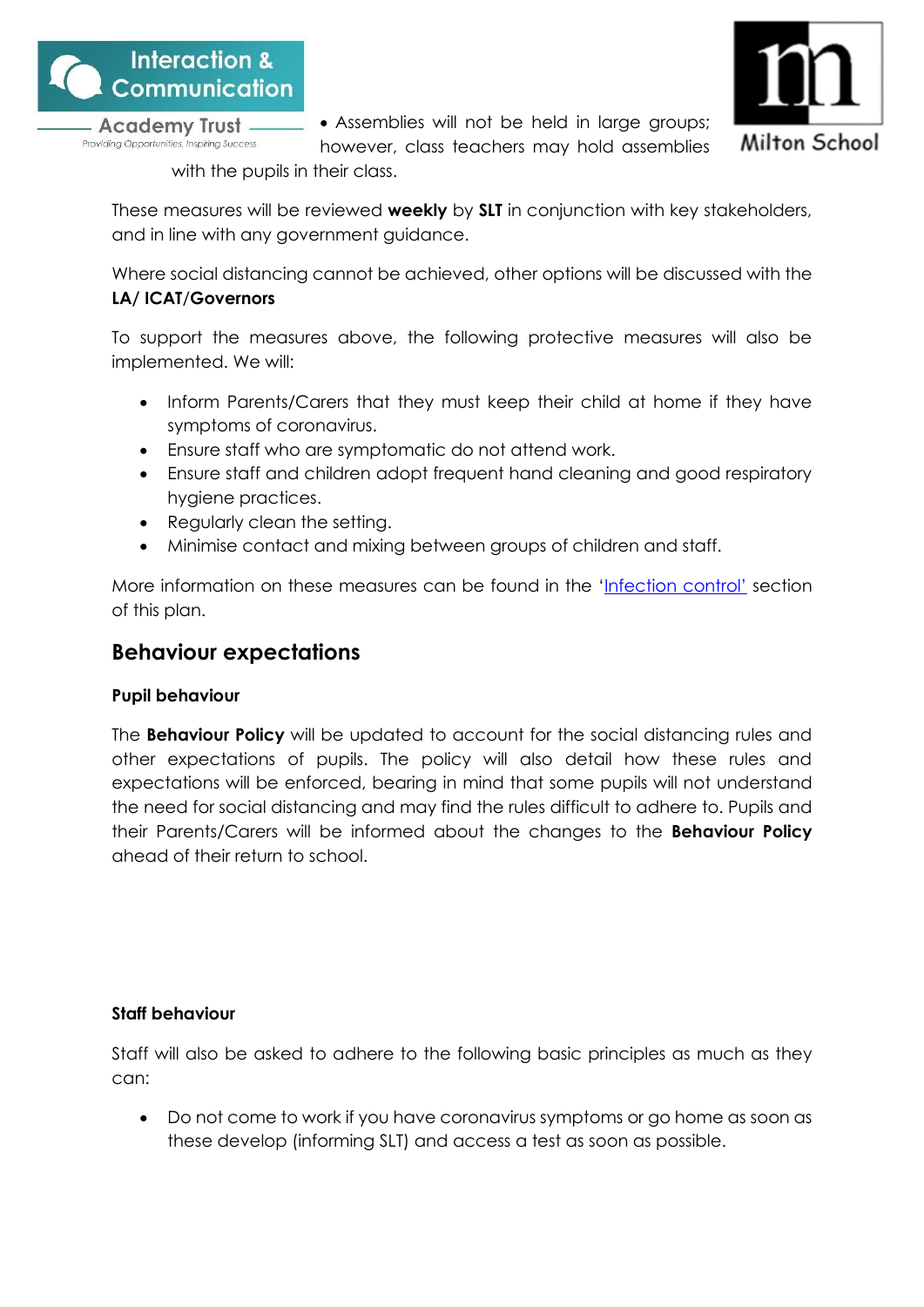- Assemblies will not be held in large groups; however, class teachers may hold assemblies with the pupils in their class.

These measures will be reviewed **weekly** by **SLT** in conjunction with key stakeholders, and in line with any government guidance.

Where social distancing cannot be achieved, other options will be discussed with the **LA/ ICAT/Governors**

To support the measures above, the following protective measures will also be implemented. We will:

- Inform Parents/Carers that they must keep their child at home if they have symptoms of coronavirus.
- Ensure staff who are symptomatic do not attend work.
- Ensure staff and children adopt frequent hand cleaning and good respiratory hygiene practices.
- Regularly clean the setting.
- Minimise contact and mixing between groups of children and staff.

More information on these measures can be found in the 'Infection control' section of this plan.

## Behaviour expectations

### Pupil behaviour

The **Behaviour Policy** will be updated to account for the social distancing rules and other expectations of pupils. The policy will also detail how these rules and expectations will be enforced, bearing in mind that some pupils will not understand the need for social distancing and may find the rules difficult to adhere to. Pupils and their Parents/Carers will be informed about the changes to the **Behaviour Policy** ahead of their return to school.

### Staff behaviour

Staff will also be asked to adhere to the following basic principles as much as they can:

- Do not come to work if you have coronavirus symptoms or go home as soon as these develop (informing SLT) and access a test as soon as possible.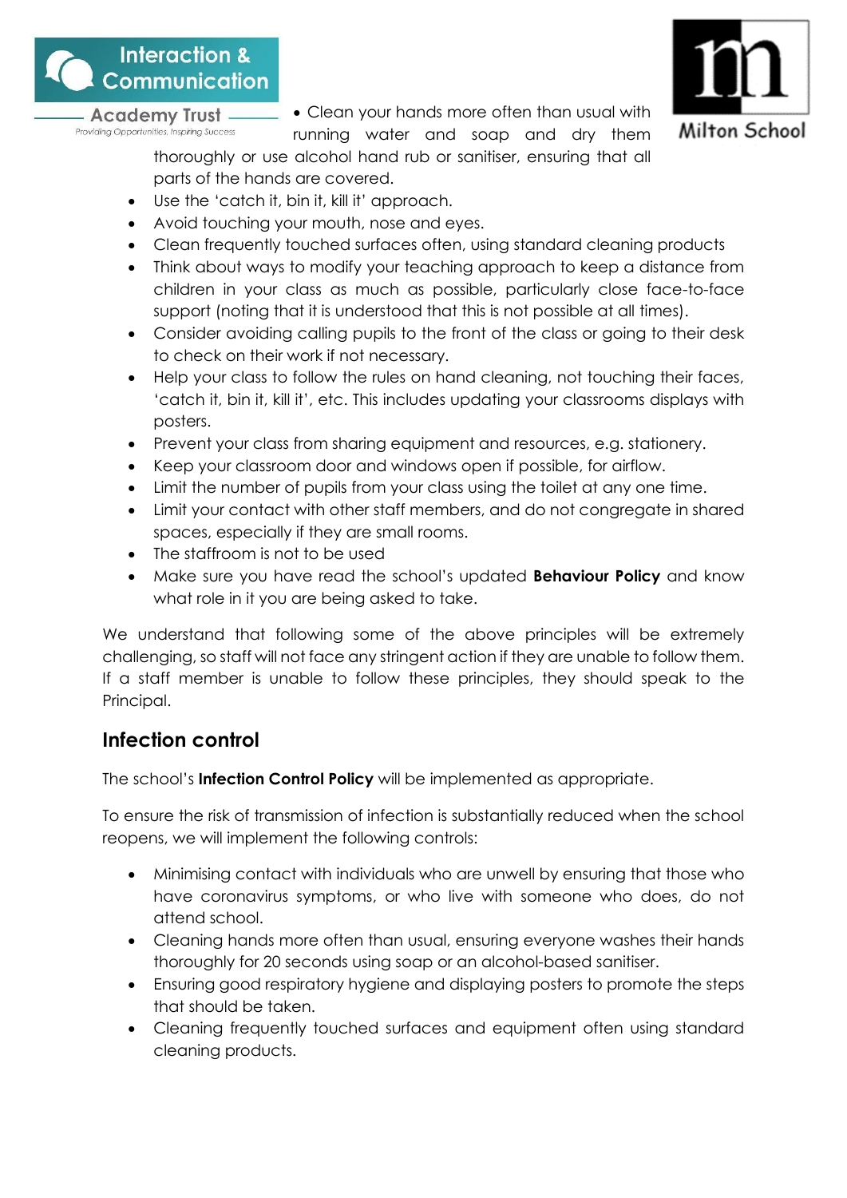- Clean your hands more often than usual with running water and soap and dry them thoroughly or use alcohol hand rub or sanitiser, ensuring that all parts of the hands are covered.
- Use the 'catch it, bin it, kill it' approach.
- Avoid touching your mouth, nose and eyes.
- Clean frequently touched surfaces often, using standard cleaning products
- Think about ways to modify your teaching approach to keep a distance from children in your class as much as possible, particularly close face-to-face support (noting that it is understood that this is not possible at all times).
- Consider avoiding calling pupils to the front of the class or going to their desk to check on their work if not necessary.
- Help your class to follow the rules on hand cleaning, not touching their faces, 'catch it, bin it, kill it', etc. This includes updating your classrooms displays with posters.
- Prevent your class from sharing equipment and resources, e.g. stationery.
- Keep your classroom door and windows open if possible, for airflow.
- Limit the number of pupils from your class using the toilet at any one time.
- Limit your contact with other staff members, and do not congregate in shared spaces, especially if they are small rooms.
- The staffroom is not to be used
- Make sure you have read the school's updated **Behaviour Policy** and know what role in it you are being asked to take.

We understand that following some of the above principles will be extremely challenging, so staff will not face any stringent action if they are unable to follow them. If a staff member is unable to follow these principles, they should speak to the Principal.

## Infection control

The school's **Infection Control Policy** will be implemented as appropriate.

To ensure the risk of transmission of infection is substantially reduced when the school reopens, we will implement the following controls:

- Minimising contact with individuals who are unwell by ensuring that those who have coronavirus symptoms, or who live with someone who does, do not attend school.
- Cleaning hands more often than usual, ensuring everyone washes their hands thoroughly for 20 seconds using soap or an alcohol-based sanitiser.
- Ensuring good respiratory hygiene and displaying posters to promote the steps that should be taken.
- Cleaning frequently touched surfaces and equipment often using standard cleaning products.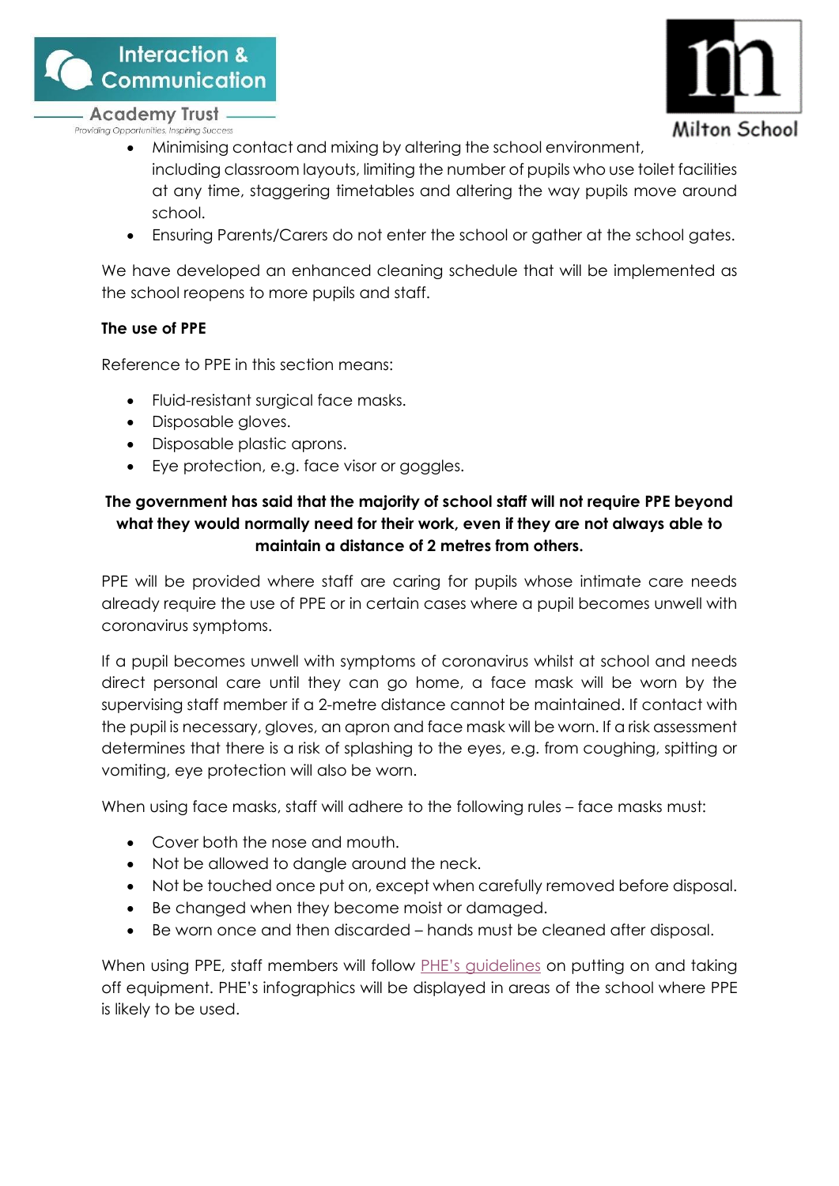- Minimising contact and mixing by altering the school environment, including classroom layouts, limiting the number of pupils who use toilet facilities at any time, staggering timetables and altering the way pupils move around school.
- Ensuring Parents/Carers do not enter the school or gather at the school gates.

We have developed an enhanced cleaning schedule that will be implemented as the school reopens to more pupils and staff.

**The use of PPE**

Reference to PPE in this section means:

- Fluid-resistant surgical face masks.
- Disposable gloves.
- Disposable plastic aprons.
- Eye protection, e.g. face visor or goggles.

**The government has said that the majority of school staff will not require PPE beyond what they would normally need for their work, even if they are not always able to maintain a distance of 2 metres from others.**

PPE will be provided where staff are caring for pupils whose intimate care needs already require the use of PPE or in certain cases where a pupil becomes unwell with coronavirus symptoms.

If a pupil becomes unwell with symptoms of coronavirus whilst at school and needs direct personal care until they can go home, a face mask will be worn by the supervising staff member if a 2-metre distance cannot be maintained. If contact with the pupil is necessary, gloves, an apron and face mask will be worn. If a risk assessment determines that there is a risk of splashing to the eyes, e.g. from coughing, spitting or vomiting, eye protection will also be worn.

When using face masks, staff will adhere to the following rules – face masks must:

- Cover both the nose and mouth.
- Not be allowed to dangle around the neck.
- Not be touched once put on, except when carefully removed before disposal.
- Be changed when they become moist or damaged.
- Be worn once and then discarded – hands must be cleaned after disposal.

When using PPE, staff members will follow PHE's guidelines on putting on and taking off equipment. PHE's infographics will be displayed in areas of the school where PPE is likely to be used.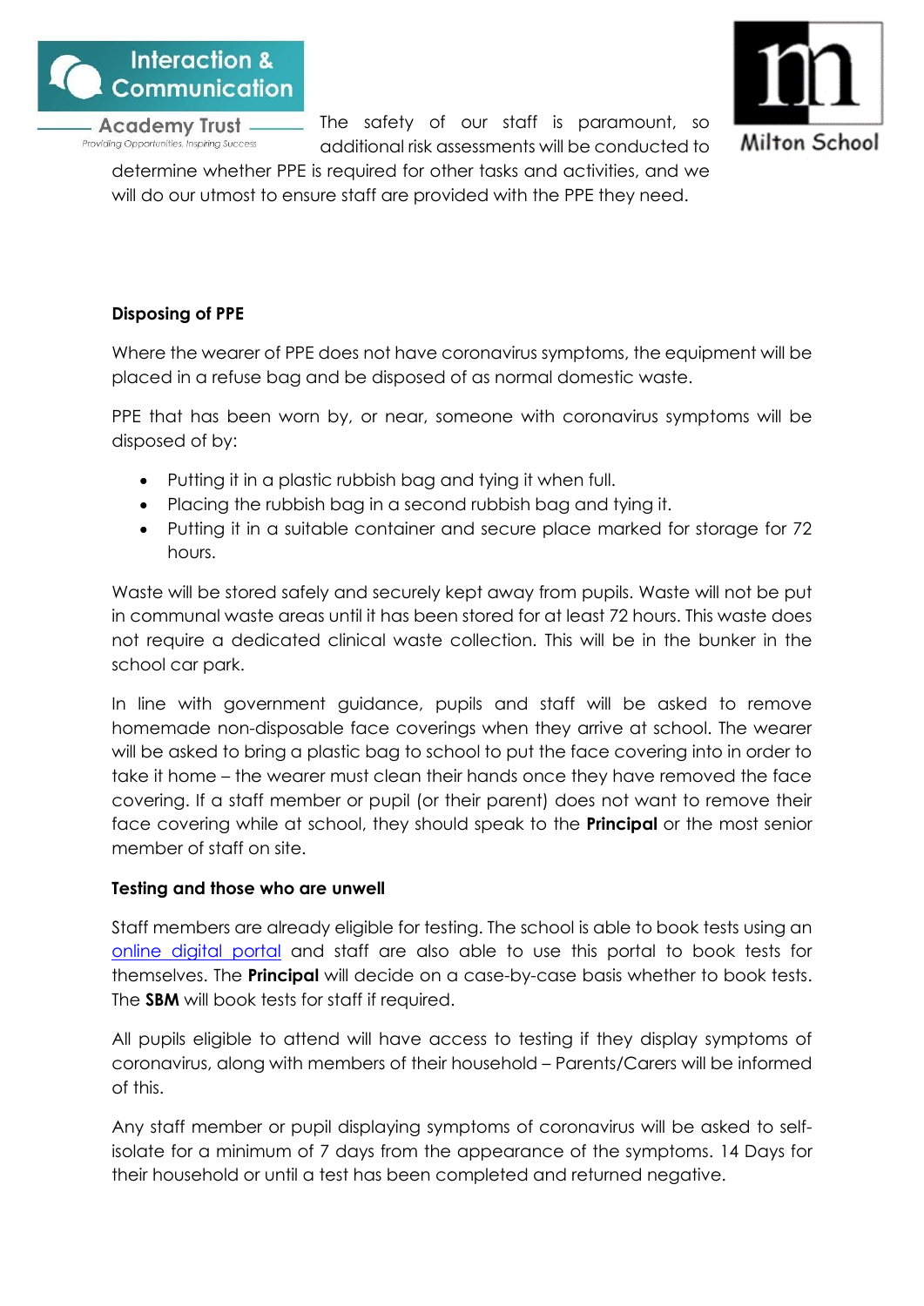The safety of our staff is paramount, so additional risk assessments will be conducted to determine whether PPE is required for other tasks and activities, and we will do our utmost to ensure staff are provided with the PPE they need.

**Disposing of PPE**

Where the wearer of PPE does not have coronavirus symptoms, the equipment will be placed in a refuse bag and be disposed of as normal domestic waste.

PPE that has been worn by, or near, someone with coronavirus symptoms will be disposed of by:

- Putting it in a plastic rubbish bag and tying it when full.
- Placing the rubbish bag in a second rubbish bag and tying it.
- Putting it in a suitable container and secure place marked for storage for 72 hours.

Waste will be stored safely and securely kept away from pupils. Waste will not be put in communal waste areas until it has been stored for at least 72 hours. This waste does not require a dedicated clinical waste collection. This will be in the bunker in the school car park.

In line with government guidance, pupils and staff will be asked to remove homemade non-disposable face coverings when they arrive at school. The wearer will be asked to bring a plastic bag to school to put the face covering into in order to take it home – the wearer must clean their hands once they have removed the face covering. If a staff member or pupil (or their parent) does not want to remove their face covering while at school, they should speak to the **Principal** or the most senior member of staff on site.

**Testing and those who are unwell**

Staff members are already eligible for testing. The school is able to book tests using an [online digital portal] and staff are also able to use this portal to book tests for themselves. The **Principal** will decide on a case-by-case basis whether to book tests. The **SBM** will book tests for staff if required.

All pupils eligible to attend will have access to testing if they display symptoms of coronavirus, along with members of their household – Parents/Carers will be informed of this.

Any staff member or pupil displaying symptoms of coronavirus will be asked to self-isolate for a minimum of 7 days from the appearance of the symptoms. 14 Days for their household or until a test has been completed and returned negative.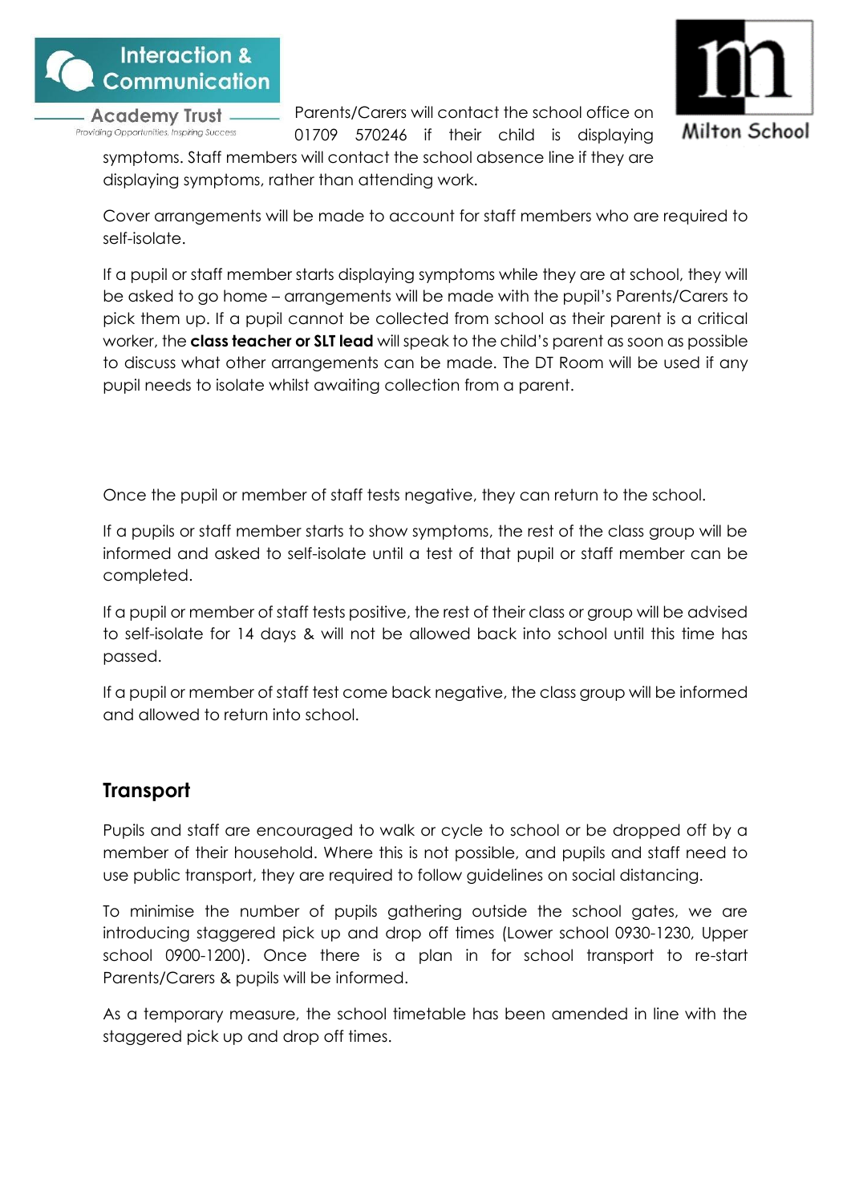Parents/Carers will contact the school office on 01709 570246 if their child is displaying symptoms. Staff members will contact the school absence line if they are displaying symptoms, rather than attending work.

Cover arrangements will be made to account for staff members who are required to self-isolate.

If a pupil or staff member starts displaying symptoms while they are at school, they will be asked to go home – arrangements will be made with the pupil's Parents/Carers to pick them up. If a pupil cannot be collected from school as their parent is a critical worker, the **class teacher or SLT lead** will speak to the child's parent as soon as possible to discuss what other arrangements can be made. The DT Room will be used if any pupil needs to isolate whilst awaiting collection from a parent.

Once the pupil or member of staff tests negative, they can return to the school.

If a pupils or staff member starts to show symptoms, the rest of the class group will be informed and asked to self-isolate until a test of that pupil or staff member can be completed.

If a pupil or member of staff tests positive, the rest of their class or group will be advised to self-isolate for 14 days & will not be allowed back into school until this time has passed.

If a pupil or member of staff test come back negative, the class group will be informed and allowed to return into school.

## Transport

Pupils and staff are encouraged to walk or cycle to school or be dropped off by a member of their household. Where this is not possible, and pupils and staff need to use public transport, they are required to follow guidelines on social distancing.

To minimise the number of pupils gathering outside the school gates, we are introducing staggered pick up and drop off times (Lower school 0930-1230, Upper school 0900-1200). Once there is a plan in for school transport to re-start Parents/Carers & pupils will be informed.

As a temporary measure, the school timetable has been amended in line with the staggered pick up and drop off times.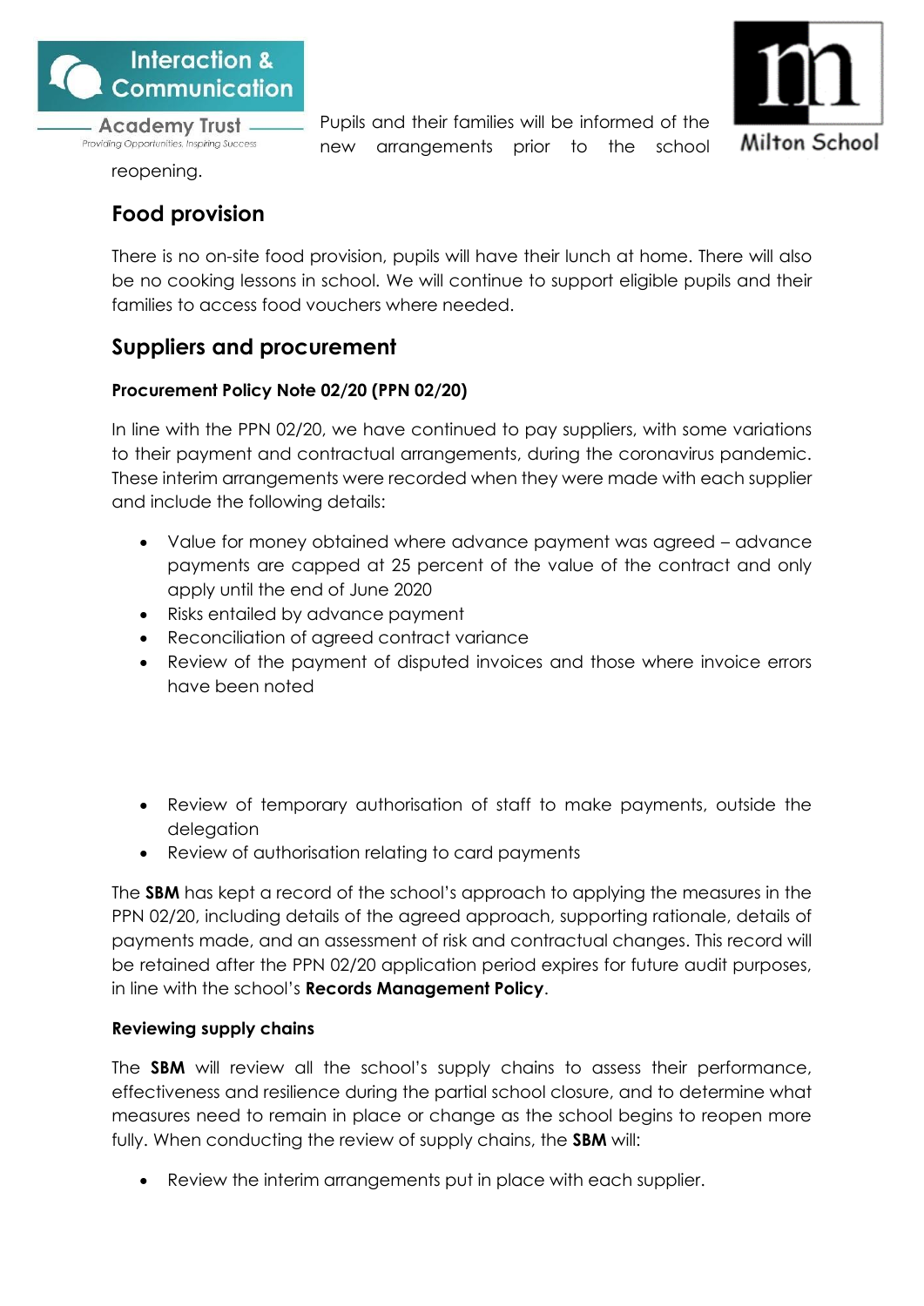Pupils and their families will be informed of the new arrangements prior to the school reopening.

## Food provision

There is no on-site food provision, pupils will have their lunch at home. There will also be no cooking lessons in school. We will continue to support eligible pupils and their families to access food vouchers where needed.

## Suppliers and procurement

**Procurement Policy Note 02/20 (PPN 02/20)**

In line with the PPN 02/20, we have continued to pay suppliers, with some variations to their payment and contractual arrangements, during the coronavirus pandemic. These interim arrangements were recorded when they were made with each supplier and include the following details:

- Value for money obtained where advance payment was agreed – advance payments are capped at 25 percent of the value of the contract and only apply until the end of June 2020
- Risks entailed by advance payment
- Reconciliation of agreed contract variance
- Review of the payment of disputed invoices and those where invoice errors have been noted
- Review of temporary authorisation of staff to make payments, outside the delegation
- Review of authorisation relating to card payments

The **SBM** has kept a record of the school's approach to applying the measures in the PPN 02/20, including details of the agreed approach, supporting rationale, details of payments made, and an assessment of risk and contractual changes. This record will be retained after the PPN 02/20 application period expires for future audit purposes, in line with the school's **Records Management Policy**.

**Reviewing supply chains**

The **SBM** will review all the school's supply chains to assess their performance, effectiveness and resilience during the partial school closure, and to determine what measures need to remain in place or change as the school begins to reopen more fully. When conducting the review of supply chains, the **SBM** will:

- Review the interim arrangements put in place with each supplier.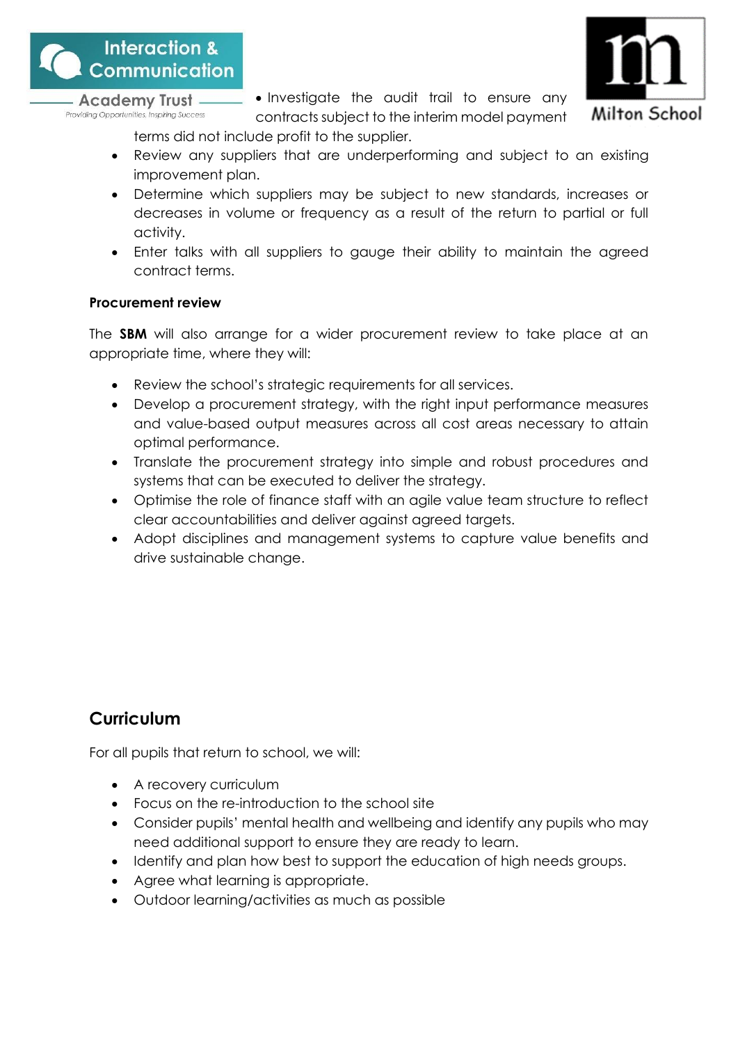- Investigate the audit trail to ensure any contracts subject to the interim model payment terms did not include profit to the supplier.
- Review any suppliers that are underperforming and subject to an existing improvement plan.
- Determine which suppliers may be subject to new standards, increases or decreases in volume or frequency as a result of the return to partial or full activity.
- Enter talks with all suppliers to gauge their ability to maintain the agreed contract terms.

**Procurement review**

The **SBM** will also arrange for a wider procurement review to take place at an appropriate time, where they will:

- Review the school's strategic requirements for all services.
- Develop a procurement strategy, with the right input performance measures and value-based output measures across all cost areas necessary to attain optimal performance.
- Translate the procurement strategy into simple and robust procedures and systems that can be executed to deliver the strategy.
- Optimise the role of finance staff with an agile value team structure to reflect clear accountabilities and deliver against agreed targets.
- Adopt disciplines and management systems to capture value benefits and drive sustainable change.

## Curriculum

For all pupils that return to school, we will:

- A recovery curriculum
- Focus on the re-introduction to the school site
- Consider pupils' mental health and wellbeing and identify any pupils who may need additional support to ensure they are ready to learn.
- Identify and plan how best to support the education of high needs groups.
- Agree what learning is appropriate.
- Outdoor learning/activities as much as possible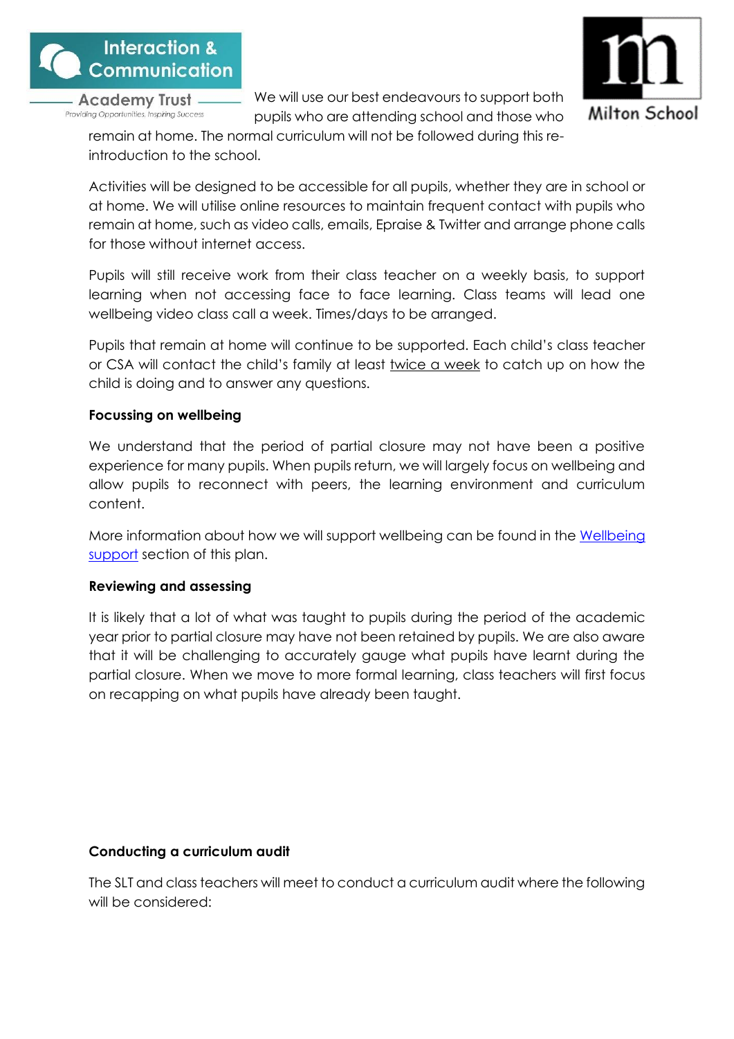We will use our best endeavours to support both pupils who are attending school and those who remain at home. The normal curriculum will not be followed during this re-introduction to the school.

Activities will be designed to be accessible for all pupils, whether they are in school or at home. We will utilise online resources to maintain frequent contact with pupils who remain at home, such as video calls, emails, Epraise & Twitter and arrange phone calls for those without internet access.

Pupils will still receive work from their class teacher on a weekly basis, to support learning when not accessing face to face learning. Class teams will lead one wellbeing video class call a week. Times/days to be arranged.

Pupils that remain at home will continue to be supported. Each child's class teacher or CSA will contact the child's family at least twice a week to catch up on how the child is doing and to answer any questions.

**Focussing on wellbeing**

We understand that the period of partial closure may not have been a positive experience for many pupils. When pupils return, we will largely focus on wellbeing and allow pupils to reconnect with peers, the learning environment and curriculum content.

More information about how we will support wellbeing can be found in the Wellbeing support section of this plan.

**Reviewing and assessing**

It is likely that a lot of what was taught to pupils during the period of the academic year prior to partial closure may have not been retained by pupils. We are also aware that it will be challenging to accurately gauge what pupils have learnt during the partial closure. When we move to more formal learning, class teachers will first focus on recapping on what pupils have already been taught.

**Conducting a curriculum audit**

The SLT and class teachers will meet to conduct a curriculum audit where the following will be considered: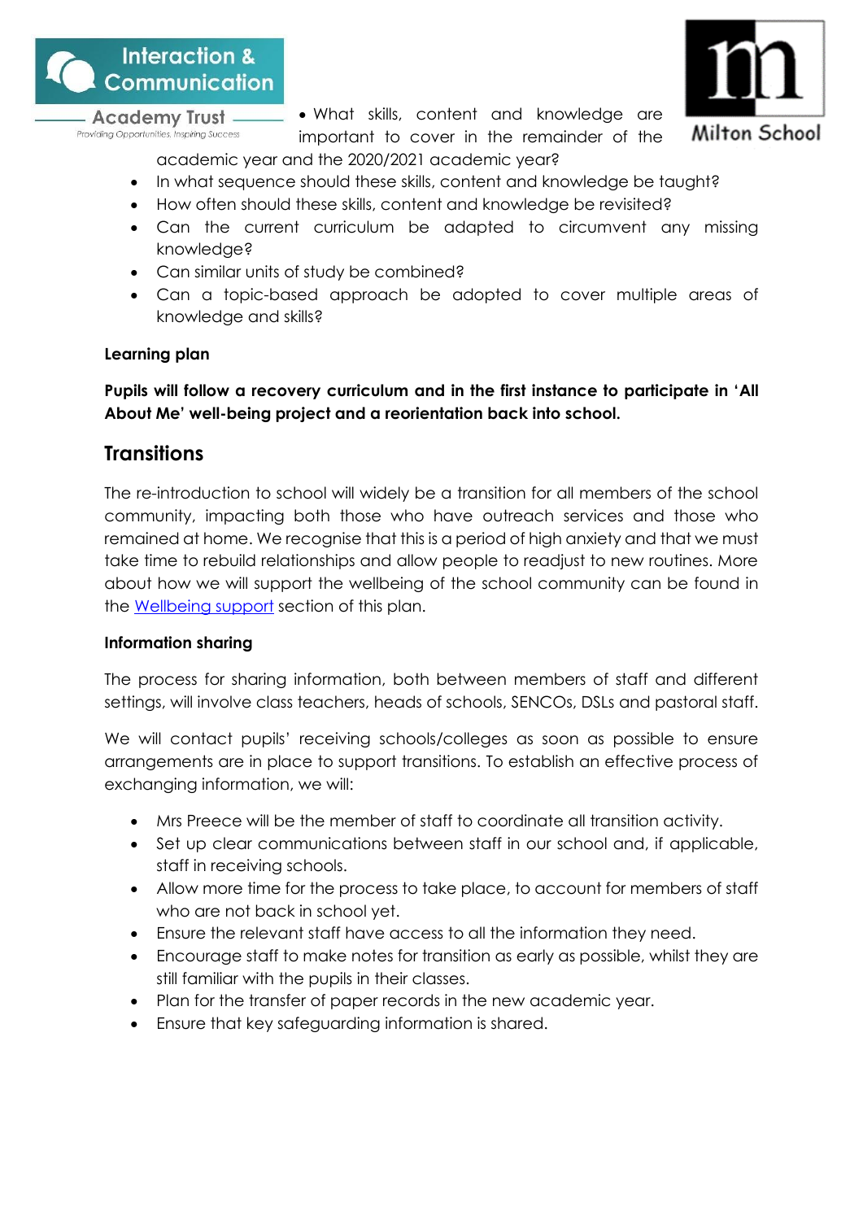- What skills, content and knowledge are important to cover in the remainder of the academic year and the 2020/2021 academic year?
- In what sequence should these skills, content and knowledge be taught?
- How often should these skills, content and knowledge be revisited?
- Can the current curriculum be adapted to circumvent any missing knowledge?
- Can similar units of study be combined?
- Can a topic-based approach be adopted to cover multiple areas of knowledge and skills?

**Learning plan**

**Pupils will follow a recovery curriculum and in the first instance to participate in 'All About Me' well-being project and a reorientation back into school.**

## Transitions

The re-introduction to school will widely be a transition for all members of the school community, impacting both those who have outreach services and those who remained at home. We recognise that this is a period of high anxiety and that we must take time to rebuild relationships and allow people to readjust to new routines. More about how we will support the wellbeing of the school community can be found in the Wellbeing support section of this plan.

**Information sharing**

The process for sharing information, both between members of staff and different settings, will involve class teachers, heads of schools, SENCOs, DSLs and pastoral staff.

We will contact pupils' receiving schools/colleges as soon as possible to ensure arrangements are in place to support transitions. To establish an effective process of exchanging information, we will:

- Mrs Preece will be the member of staff to coordinate all transition activity.
- Set up clear communications between staff in our school and, if applicable, staff in receiving schools.
- Allow more time for the process to take place, to account for members of staff who are not back in school yet.
- Ensure the relevant staff have access to all the information they need.
- Encourage staff to make notes for transition as early as possible, whilst they are still familiar with the pupils in their classes.
- Plan for the transfer of paper records in the new academic year.
- Ensure that key safeguarding information is shared.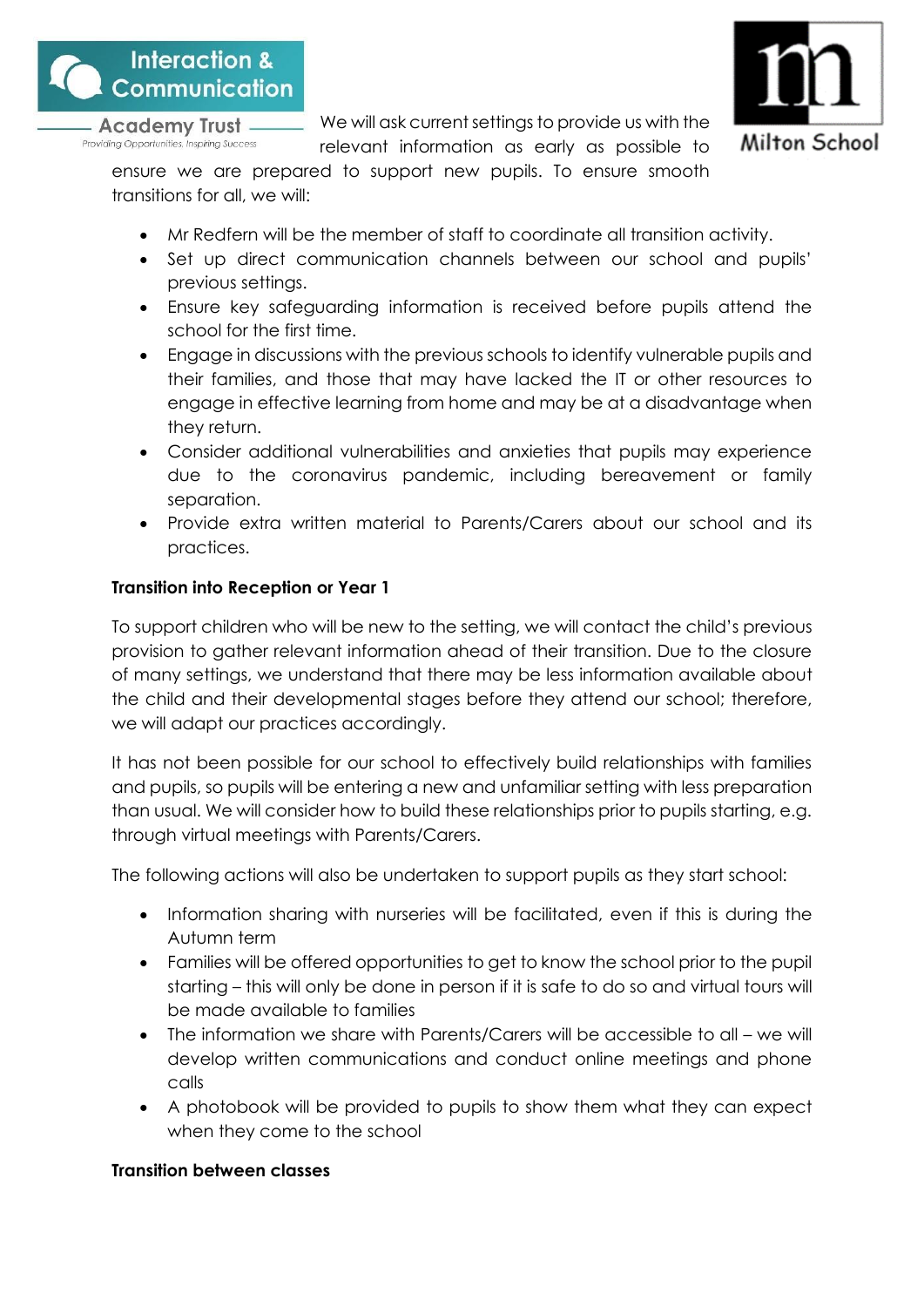We will ask current settings to provide us with the relevant information as early as possible to ensure we are prepared to support new pupils. To ensure smooth transitions for all, we will:

- Mr Redfern will be the member of staff to coordinate all transition activity.
- Set up direct communication channels between our school and pupils' previous settings.
- Ensure key safeguarding information is received before pupils attend the school for the first time.
- Engage in discussions with the previous schools to identify vulnerable pupils and their families, and those that may have lacked the IT or other resources to engage in effective learning from home and may be at a disadvantage when they return.
- Consider additional vulnerabilities and anxieties that pupils may experience due to the coronavirus pandemic, including bereavement or family separation.
- Provide extra written material to Parents/Carers about our school and its practices.

**Transition into Reception or Year 1**

To support children who will be new to the setting, we will contact the child's previous provision to gather relevant information ahead of their transition. Due to the closure of many settings, we understand that there may be less information available about the child and their developmental stages before they attend our school; therefore, we will adapt our practices accordingly.

It has not been possible for our school to effectively build relationships with families and pupils, so pupils will be entering a new and unfamiliar setting with less preparation than usual. We will consider how to build these relationships prior to pupils starting, e.g. through virtual meetings with Parents/Carers.

The following actions will also be undertaken to support pupils as they start school:

- Information sharing with nurseries will be facilitated, even if this is during the Autumn term
- Families will be offered opportunities to get to know the school prior to the pupil starting – this will only be done in person if it is safe to do so and virtual tours will be made available to families
- The information we share with Parents/Carers will be accessible to all – we will develop written communications and conduct online meetings and phone calls
- A photobook will be provided to pupils to show them what they can expect when they come to the school

**Transition between classes**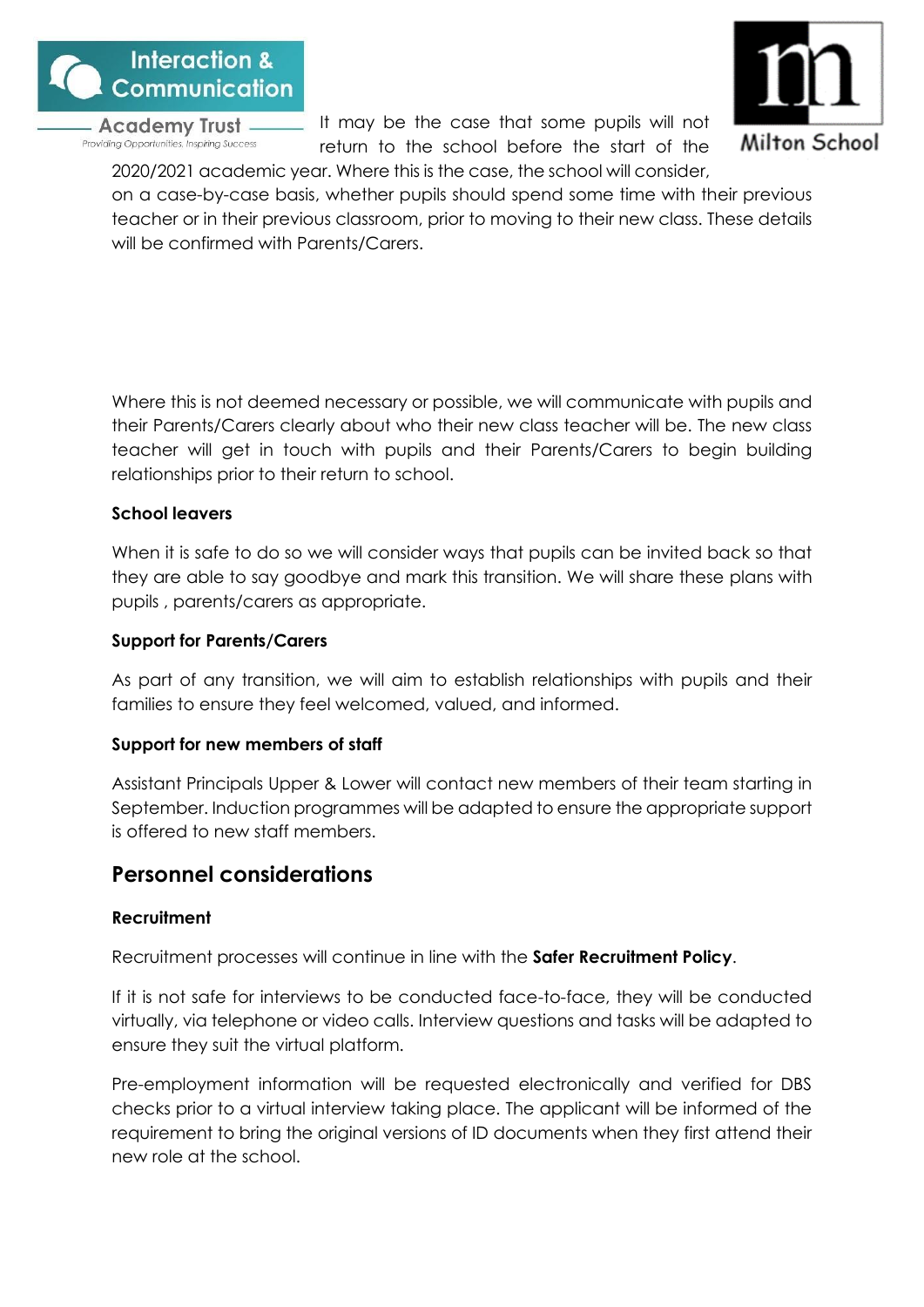It may be the case that some pupils will not return to the school before the start of the 2020/2021 academic year. Where this is the case, the school will consider, on a case-by-case basis, whether pupils should spend some time with their previous teacher or in their previous classroom, prior to moving to their new class. These details will be confirmed with Parents/Carers.

Where this is not deemed necessary or possible, we will communicate with pupils and their Parents/Carers clearly about who their new class teacher will be. The new class teacher will get in touch with pupils and their Parents/Carers to begin building relationships prior to their return to school.

**School leavers**

When it is safe to do so we will consider ways that pupils can be invited back so that they are able to say goodbye and mark this transition. We will share these plans with pupils , parents/carers as appropriate.

**Support for Parents/Carers**

As part of any transition, we will aim to establish relationships with pupils and their families to ensure they feel welcomed, valued, and informed.

**Support for new members of staff**

Assistant Principals Upper & Lower will contact new members of their team starting in September. Induction programmes will be adapted to ensure the appropriate support is offered to new staff members.

## Personnel considerations

**Recruitment**

Recruitment processes will continue in line with the **Safer Recruitment Policy**.

If it is not safe for interviews to be conducted face-to-face, they will be conducted virtually, via telephone or video calls. Interview questions and tasks will be adapted to ensure they suit the virtual platform.

Pre-employment information will be requested electronically and verified for DBS checks prior to a virtual interview taking place. The applicant will be informed of the requirement to bring the original versions of ID documents when they first attend their new role at the school.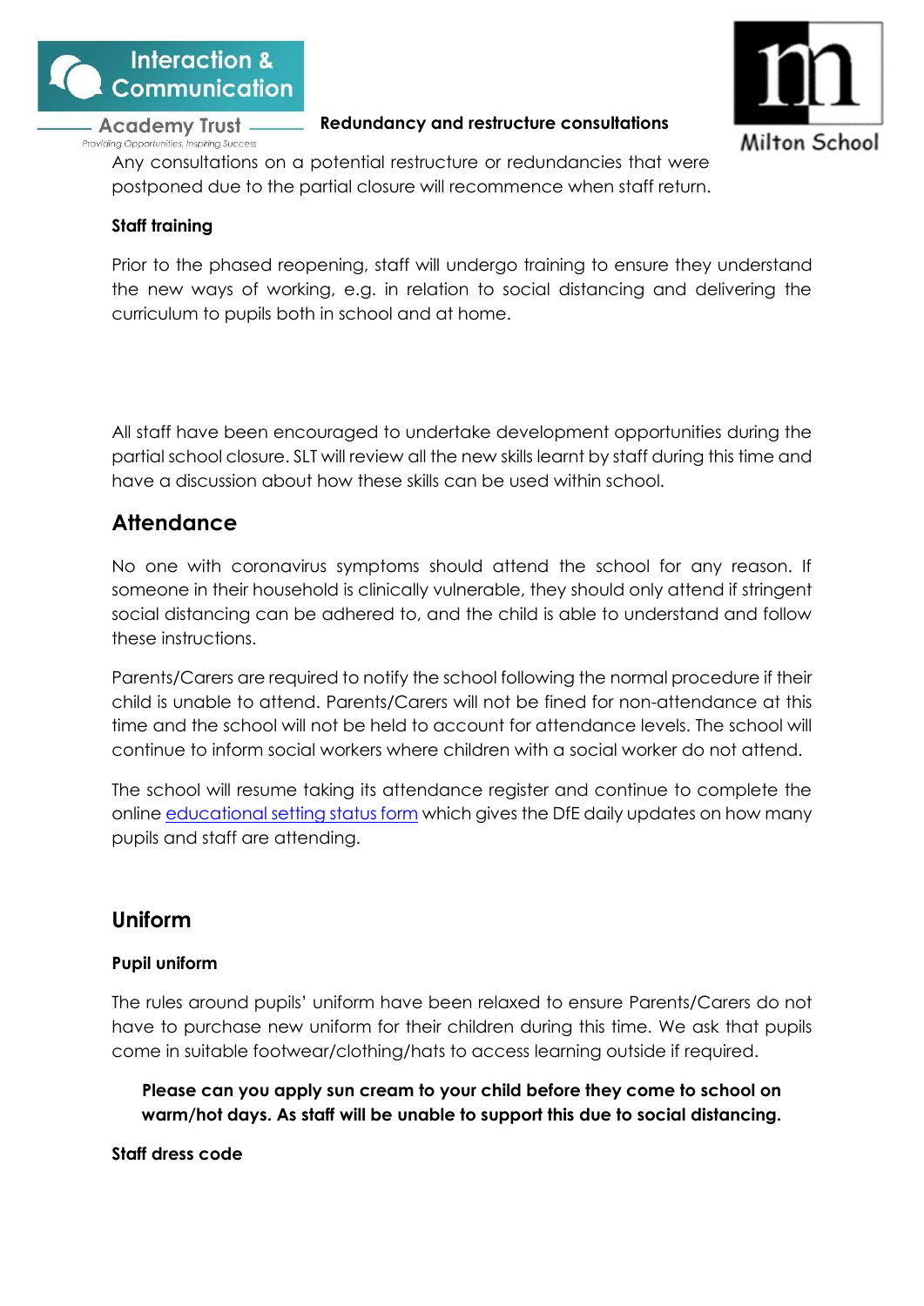**Redundancy and restructure consultations**

Any consultations on a potential restructure or redundancies that were postponed due to the partial closure will recommence when staff return.

**Staff training**

Prior to the phased reopening, staff will undergo training to ensure they understand the new ways of working, e.g. in relation to social distancing and delivering the curriculum to pupils both in school and at home.

All staff have been encouraged to undertake development opportunities during the partial school closure. SLT will review all the new skills learnt by staff during this time and have a discussion about how these skills can be used within school.

## Attendance

No one with coronavirus symptoms should attend the school for any reason. If someone in their household is clinically vulnerable, they should only attend if stringent social distancing can be adhered to, and the child is able to understand and follow these instructions.

Parents/Carers are required to notify the school following the normal procedure if their child is unable to attend. Parents/Carers will not be fined for non-attendance at this time and the school will not be held to account for attendance levels. The school will continue to inform social workers where children with a social worker do not attend.

The school will resume taking its attendance register and continue to complete the online educational setting status form which gives the DfE daily updates on how many pupils and staff are attending.

## Uniform

**Pupil uniform**

The rules around pupils' uniform have been relaxed to ensure Parents/Carers do not have to purchase new uniform for their children during this time. We ask that pupils come in suitable footwear/clothing/hats to access learning outside if required.

**Please can you apply sun cream to your child before they come to school on warm/hot days. As staff will be unable to support this due to social distancing.**

**Staff dress code**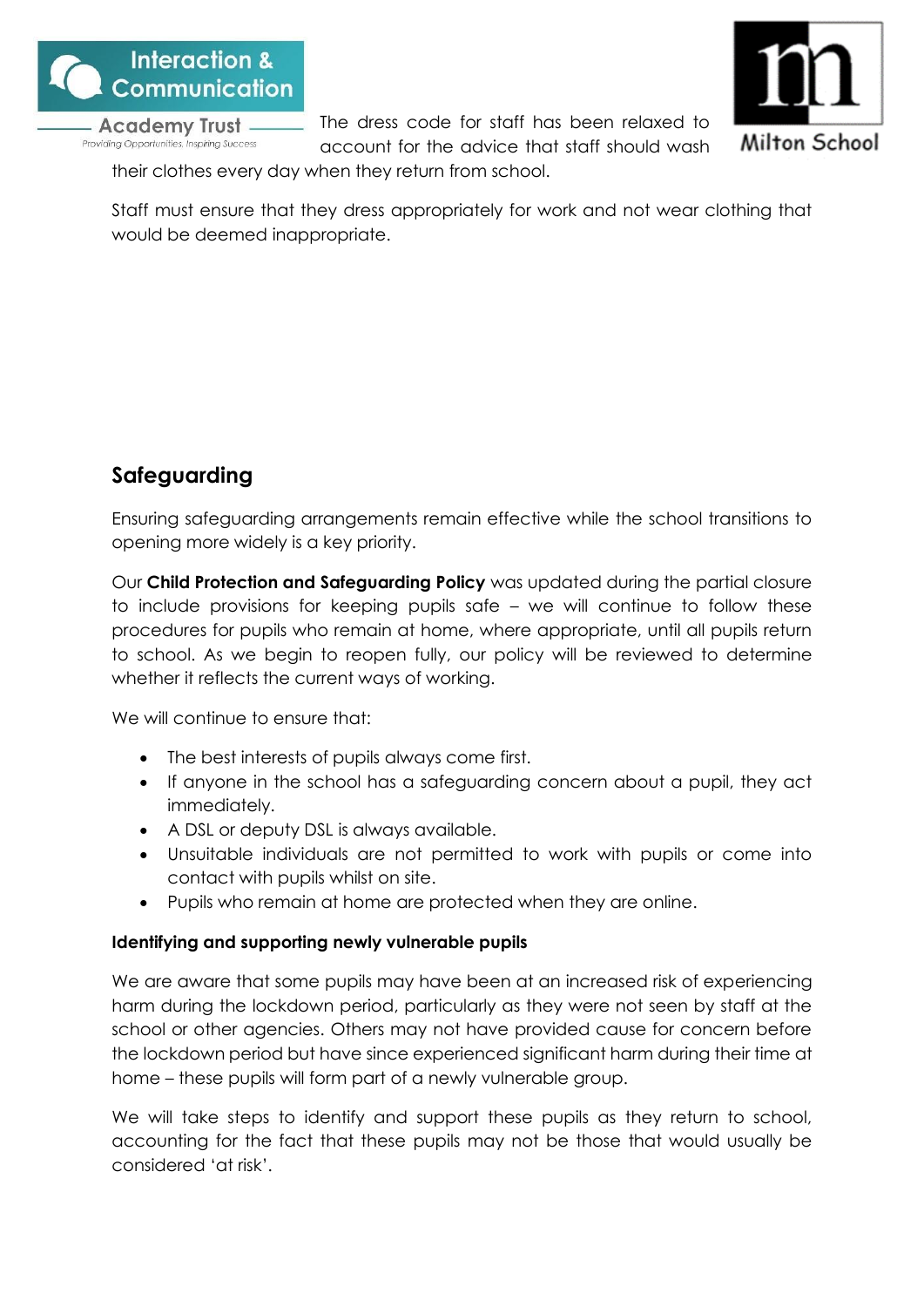The dress code for staff has been relaxed to account for the advice that staff should wash their clothes every day when they return from school.

Staff must ensure that they dress appropriately for work and not wear clothing that would be deemed inappropriate.

## Safeguarding

Ensuring safeguarding arrangements remain effective while the school transitions to opening more widely is a key priority.

Our **Child Protection and Safeguarding Policy** was updated during the partial closure to include provisions for keeping pupils safe – we will continue to follow these procedures for pupils who remain at home, where appropriate, until all pupils return to school. As we begin to reopen fully, our policy will be reviewed to determine whether it reflects the current ways of working.

We will continue to ensure that:

- The best interests of pupils always come first.
- If anyone in the school has a safeguarding concern about a pupil, they act immediately.
- A DSL or deputy DSL is always available.
- Unsuitable individuals are not permitted to work with pupils or come into contact with pupils whilst on site.
- Pupils who remain at home are protected when they are online.

**Identifying and supporting newly vulnerable pupils**

We are aware that some pupils may have been at an increased risk of experiencing harm during the lockdown period, particularly as they were not seen by staff at the school or other agencies. Others may not have provided cause for concern before the lockdown period but have since experienced significant harm during their time at home – these pupils will form part of a newly vulnerable group.

We will take steps to identify and support these pupils as they return to school, accounting for the fact that these pupils may not be those that would usually be considered 'at risk'.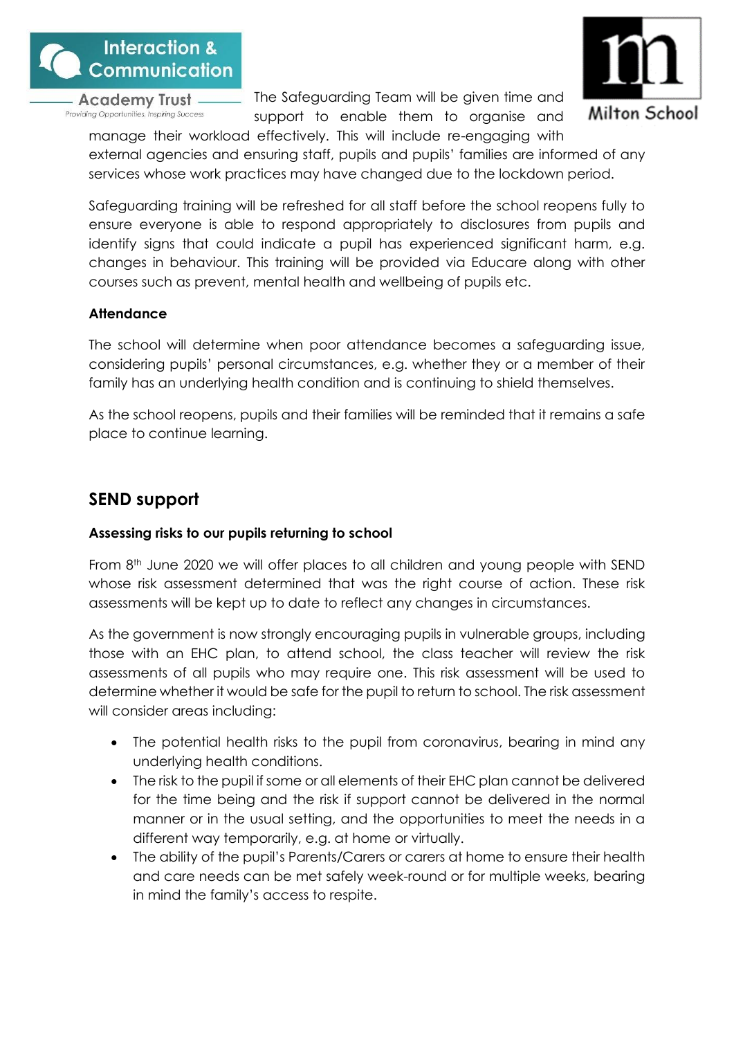The Safeguarding Team will be given time and support to enable them to organise and manage their workload effectively. This will include re-engaging with external agencies and ensuring staff, pupils and pupils' families are informed of any services whose work practices may have changed due to the lockdown period.

Safeguarding training will be refreshed for all staff before the school reopens fully to ensure everyone is able to respond appropriately to disclosures from pupils and identify signs that could indicate a pupil has experienced significant harm, e.g. changes in behaviour. This training will be provided via Educare along with other courses such as prevent, mental health and wellbeing of pupils etc.

**Attendance**

The school will determine when poor attendance becomes a safeguarding issue, considering pupils' personal circumstances, e.g. whether they or a member of their family has an underlying health condition and is continuing to shield themselves.

As the school reopens, pupils and their families will be reminded that it remains a safe place to continue learning.

## SEND support

**Assessing risks to our pupils returning to school**

From 8th June 2020 we will offer places to all children and young people with SEND whose risk assessment determined that was the right course of action. These risk assessments will be kept up to date to reflect any changes in circumstances.

As the government is now strongly encouraging pupils in vulnerable groups, including those with an EHC plan, to attend school, the class teacher will review the risk assessments of all pupils who may require one. This risk assessment will be used to determine whether it would be safe for the pupil to return to school. The risk assessment will consider areas including:

- The potential health risks to the pupil from coronavirus, bearing in mind any underlying health conditions.
- The risk to the pupil if some or all elements of their EHC plan cannot be delivered for the time being and the risk if support cannot be delivered in the normal manner or in the usual setting, and the opportunities to meet the needs in a different way temporarily, e.g. at home or virtually.
- The ability of the pupil's Parents/Carers or carers at home to ensure their health and care needs can be met safely week-round or for multiple weeks, bearing in mind the family's access to respite.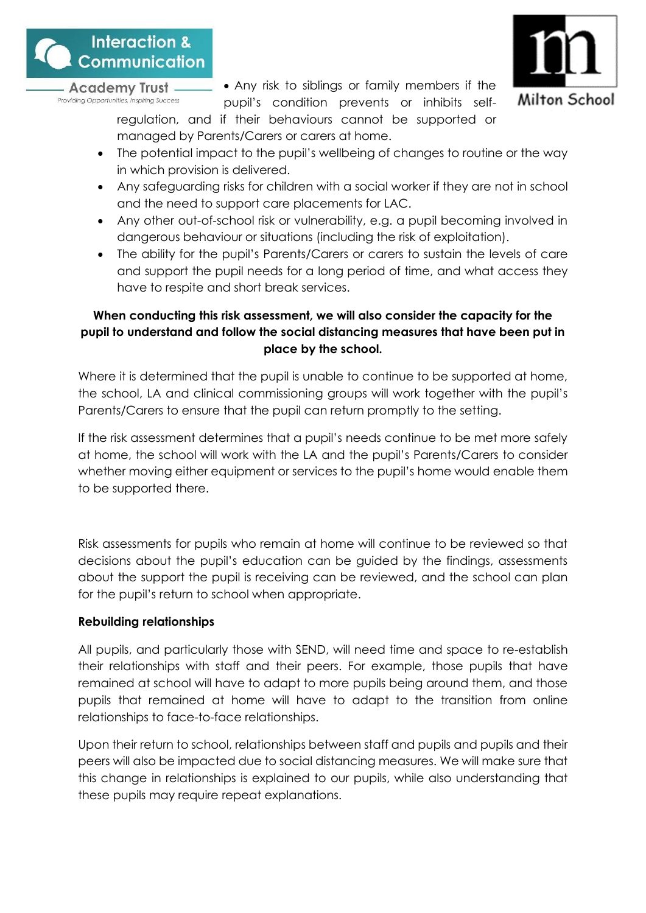- Any risk to siblings or family members if the pupil's condition prevents or inhibits self-regulation, and if their behaviours cannot be supported or managed by Parents/Carers or carers at home.
- The potential impact to the pupil's wellbeing of changes to routine or the way in which provision is delivered.
- Any safeguarding risks for children with a social worker if they are not in school and the need to support care placements for LAC.
- Any other out-of-school risk or vulnerability, e.g. a pupil becoming involved in dangerous behaviour or situations (including the risk of exploitation).
- The ability for the pupil's Parents/Carers or carers to sustain the levels of care and support the pupil needs for a long period of time, and what access they have to respite and short break services.

**When conducting this risk assessment, we will also consider the capacity for the pupil to understand and follow the social distancing measures that have been put in place by the school.**

Where it is determined that the pupil is unable to continue to be supported at home, the school, LA and clinical commissioning groups will work together with the pupil's Parents/Carers to ensure that the pupil can return promptly to the setting.

If the risk assessment determines that a pupil's needs continue to be met more safely at home, the school will work with the LA and the pupil's Parents/Carers to consider whether moving either equipment or services to the pupil's home would enable them to be supported there.

Risk assessments for pupils who remain at home will continue to be reviewed so that decisions about the pupil's education can be guided by the findings, assessments about the support the pupil is receiving can be reviewed, and the school can plan for the pupil's return to school when appropriate.

**Rebuilding relationships**

All pupils, and particularly those with SEND, will need time and space to re-establish their relationships with staff and their peers. For example, those pupils that have remained at school will have to adapt to more pupils being around them, and those pupils that remained at home will have to adapt to the transition from online relationships to face-to-face relationships.

Upon their return to school, relationships between staff and pupils and pupils and their peers will also be impacted due to social distancing measures. We will make sure that this change in relationships is explained to our pupils, while also understanding that these pupils may require repeat explanations.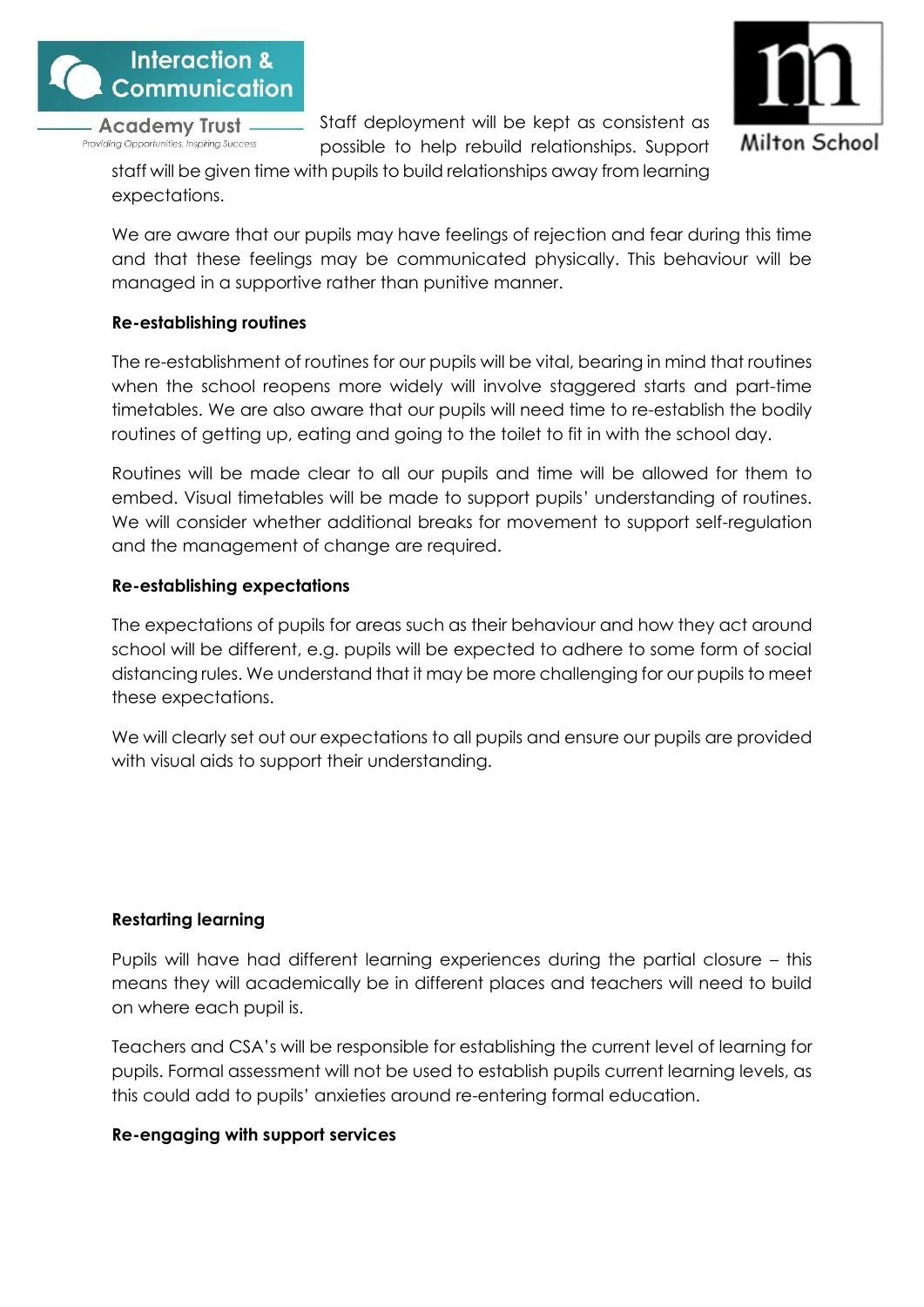Staff deployment will be kept as consistent as possible to help rebuild relationships. Support staff will be given time with pupils to build relationships away from learning expectations.

We are aware that our pupils may have feelings of rejection and fear during this time and that these feelings may be communicated physically. This behaviour will be managed in a supportive rather than punitive manner.

**Re-establishing routines**

The re-establishment of routines for our pupils will be vital, bearing in mind that routines when the school reopens more widely will involve staggered starts and part-time timetables. We are also aware that our pupils will need time to re-establish the bodily routines of getting up, eating and going to the toilet to fit in with the school day.

Routines will be made clear to all our pupils and time will be allowed for them to embed. Visual timetables will be made to support pupils' understanding of routines. We will consider whether additional breaks for movement to support self-regulation and the management of change are required.

**Re-establishing expectations**

The expectations of pupils for areas such as their behaviour and how they act around school will be different, e.g. pupils will be expected to adhere to some form of social distancing rules. We understand that it may be more challenging for our pupils to meet these expectations.

We will clearly set out our expectations to all pupils and ensure our pupils are provided with visual aids to support their understanding.

**Restarting learning**

Pupils will have had different learning experiences during the partial closure – this means they will academically be in different places and teachers will need to build on where each pupil is.

Teachers and CSA's will be responsible for establishing the current level of learning for pupils. Formal assessment will not be used to establish pupils current learning levels, as this could add to pupils' anxieties around re-entering formal education.

**Re-engaging with support services**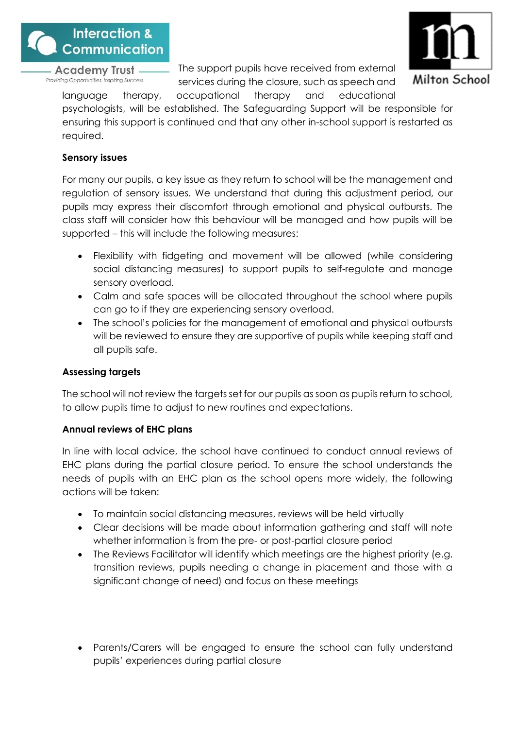The support pupils have received from external services during the closure, such as speech and language therapy, occupational therapy and educational psychologists, will be established. The Safeguarding Support will be responsible for ensuring this support is continued and that any other in-school support is restarted as required.

**Sensory issues**

For many our pupils, a key issue as they return to school will be the management and regulation of sensory issues. We understand that during this adjustment period, our pupils may express their discomfort through emotional and physical outbursts. The class staff will consider how this behaviour will be managed and how pupils will be supported – this will include the following measures:

- Flexibility with fidgeting and movement will be allowed (while considering social distancing measures) to support pupils to self-regulate and manage sensory overload.
- Calm and safe spaces will be allocated throughout the school where pupils can go to if they are experiencing sensory overload.
- The school's policies for the management of emotional and physical outbursts will be reviewed to ensure they are supportive of pupils while keeping staff and all pupils safe.

**Assessing targets**

The school will not review the targets set for our pupils as soon as pupils return to school, to allow pupils time to adjust to new routines and expectations.

**Annual reviews of EHC plans**

In line with local advice, the school have continued to conduct annual reviews of EHC plans during the partial closure period. To ensure the school understands the needs of pupils with an EHC plan as the school opens more widely, the following actions will be taken:

- To maintain social distancing measures, reviews will be held virtually
- Clear decisions will be made about information gathering and staff will note whether information is from the pre- or post-partial closure period
- The Reviews Facilitator will identify which meetings are the highest priority (e.g. transition reviews, pupils needing a change in placement and those with a significant change of need) and focus on these meetings
- Parents/Carers will be engaged to ensure the school can fully understand pupils' experiences during partial closure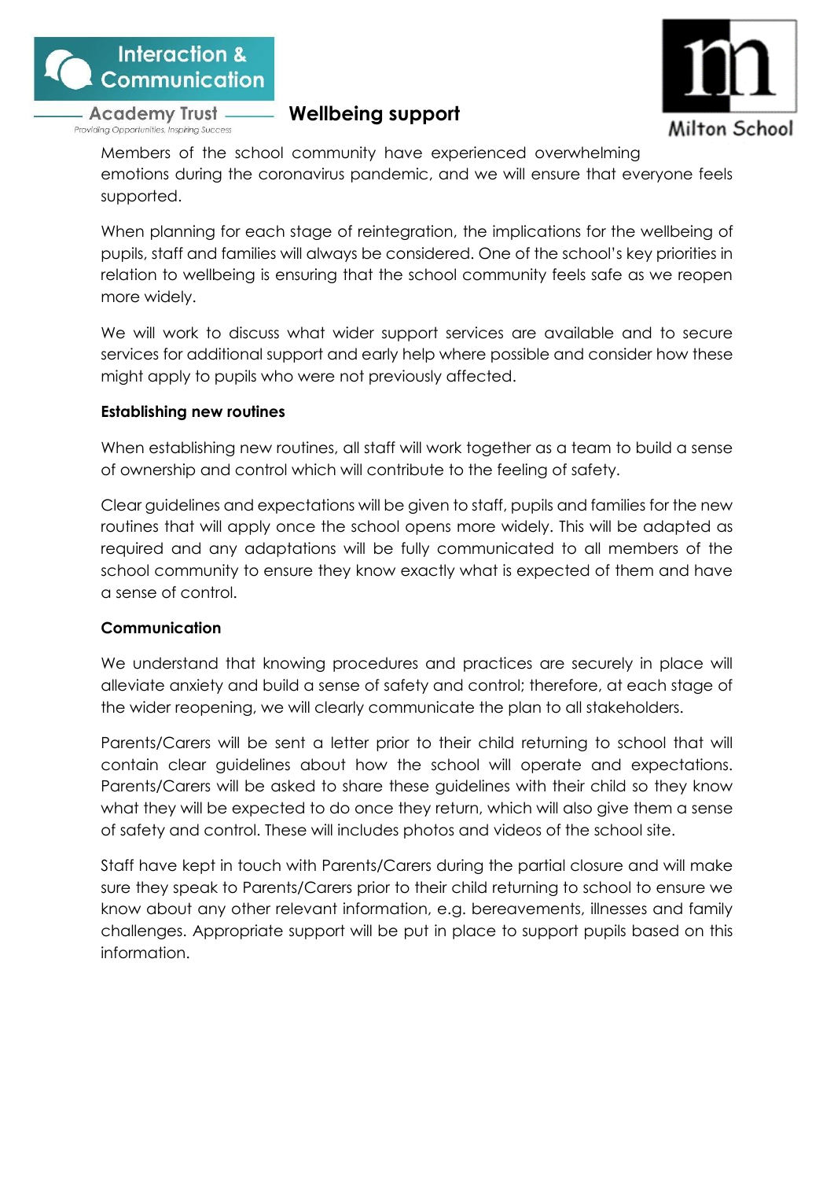## Wellbeing support

Members of the school community have experienced overwhelming emotions during the coronavirus pandemic, and we will ensure that everyone feels supported.

When planning for each stage of reintegration, the implications for the wellbeing of pupils, staff and families will always be considered. One of the school's key priorities in relation to wellbeing is ensuring that the school community feels safe as we reopen more widely.

We will work to discuss what wider support services are available and to secure services for additional support and early help where possible and consider how these might apply to pupils who were not previously affected.

**Establishing new routines**

When establishing new routines, all staff will work together as a team to build a sense of ownership and control which will contribute to the feeling of safety.

Clear guidelines and expectations will be given to staff, pupils and families for the new routines that will apply once the school opens more widely. This will be adapted as required and any adaptations will be fully communicated to all members of the school community to ensure they know exactly what is expected of them and have a sense of control.

**Communication**

We understand that knowing procedures and practices are securely in place will alleviate anxiety and build a sense of safety and control; therefore, at each stage of the wider reopening, we will clearly communicate the plan to all stakeholders.

Parents/Carers will be sent a letter prior to their child returning to school that will contain clear guidelines about how the school will operate and expectations. Parents/Carers will be asked to share these guidelines with their child so they know what they will be expected to do once they return, which will also give them a sense of safety and control. These will includes photos and videos of the school site.

Staff have kept in touch with Parents/Carers during the partial closure and will make sure they speak to Parents/Carers prior to their child returning to school to ensure we know about any other relevant information, e.g. bereavements, illnesses and family challenges. Appropriate support will be put in place to support pupils based on this information.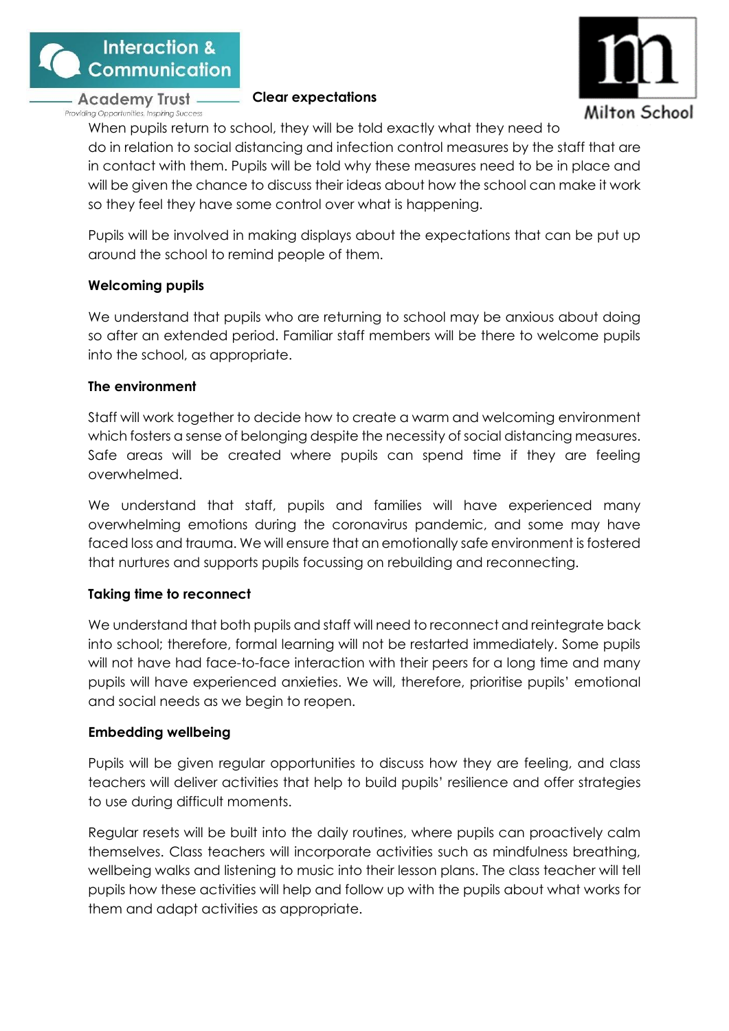**Clear expectations**

When pupils return to school, they will be told exactly what they need to do in relation to social distancing and infection control measures by the staff that are in contact with them. Pupils will be told why these measures need to be in place and will be given the chance to discuss their ideas about how the school can make it work so they feel they have some control over what is happening.

Pupils will be involved in making displays about the expectations that can be put up around the school to remind people of them.

**Welcoming pupils**

We understand that pupils who are returning to school may be anxious about doing so after an extended period. Familiar staff members will be there to welcome pupils into the school, as appropriate.

**The environment**

Staff will work together to decide how to create a warm and welcoming environment which fosters a sense of belonging despite the necessity of social distancing measures. Safe areas will be created where pupils can spend time if they are feeling overwhelmed.

We understand that staff, pupils and families will have experienced many overwhelming emotions during the coronavirus pandemic, and some may have faced loss and trauma. We will ensure that an emotionally safe environment is fostered that nurtures and supports pupils focussing on rebuilding and reconnecting.

**Taking time to reconnect**

We understand that both pupils and staff will need to reconnect and reintegrate back into school; therefore, formal learning will not be restarted immediately. Some pupils will not have had face-to-face interaction with their peers for a long time and many pupils will have experienced anxieties. We will, therefore, prioritise pupils' emotional and social needs as we begin to reopen.

**Embedding wellbeing**

Pupils will be given regular opportunities to discuss how they are feeling, and class teachers will deliver activities that help to build pupils' resilience and offer strategies to use during difficult moments.

Regular resets will be built into the daily routines, where pupils can proactively calm themselves. Class teachers will incorporate activities such as mindfulness breathing, wellbeing walks and listening to music into their lesson plans. The class teacher will tell pupils how these activities will help and follow up with the pupils about what works for them and adapt activities as appropriate.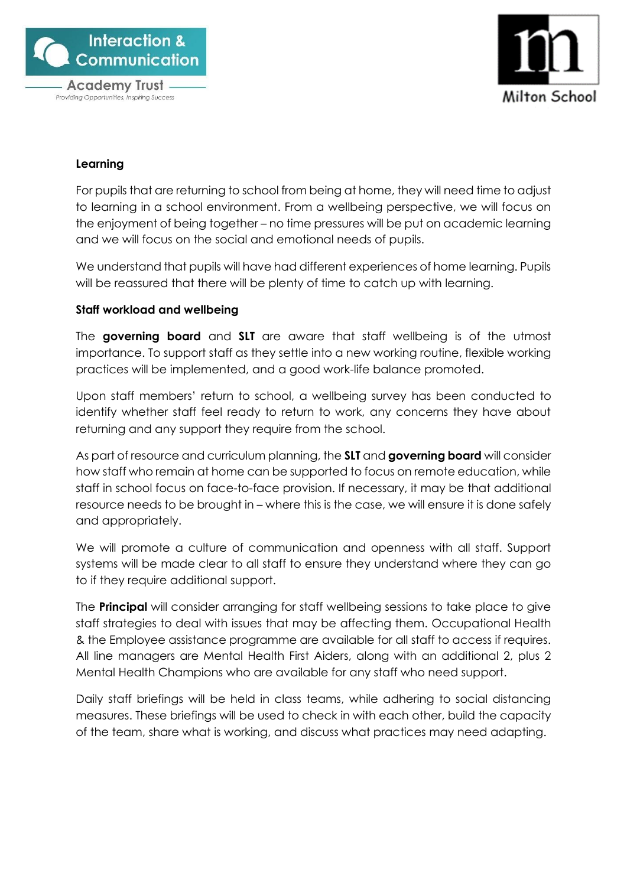**Learning**

For pupils that are returning to school from being at home, they will need time to adjust to learning in a school environment. From a wellbeing perspective, we will focus on the enjoyment of being together – no time pressures will be put on academic learning and we will focus on the social and emotional needs of pupils.

We understand that pupils will have had different experiences of home learning. Pupils will be reassured that there will be plenty of time to catch up with learning.

**Staff workload and wellbeing**

The **governing board** and **SLT** are aware that staff wellbeing is of the utmost importance. To support staff as they settle into a new working routine, flexible working practices will be implemented, and a good work-life balance promoted.

Upon staff members' return to school, a wellbeing survey has been conducted to identify whether staff feel ready to return to work, any concerns they have about returning and any support they require from the school.

As part of resource and curriculum planning, the **SLT** and **governing board** will consider how staff who remain at home can be supported to focus on remote education, while staff in school focus on face-to-face provision. If necessary, it may be that additional resource needs to be brought in – where this is the case, we will ensure it is done safely and appropriately.

We will promote a culture of communication and openness with all staff. Support systems will be made clear to all staff to ensure they understand where they can go to if they require additional support.

The **Principal** will consider arranging for staff wellbeing sessions to take place to give staff strategies to deal with issues that may be affecting them. Occupational Health & the Employee assistance programme are available for all staff to access if requires. All line managers are Mental Health First Aiders, along with an additional 2, plus 2 Mental Health Champions who are available for any staff who need support.

Daily staff briefings will be held in class teams, while adhering to social distancing measures. These briefings will be used to check in with each other, build the capacity of the team, share what is working, and discuss what practices may need adapting.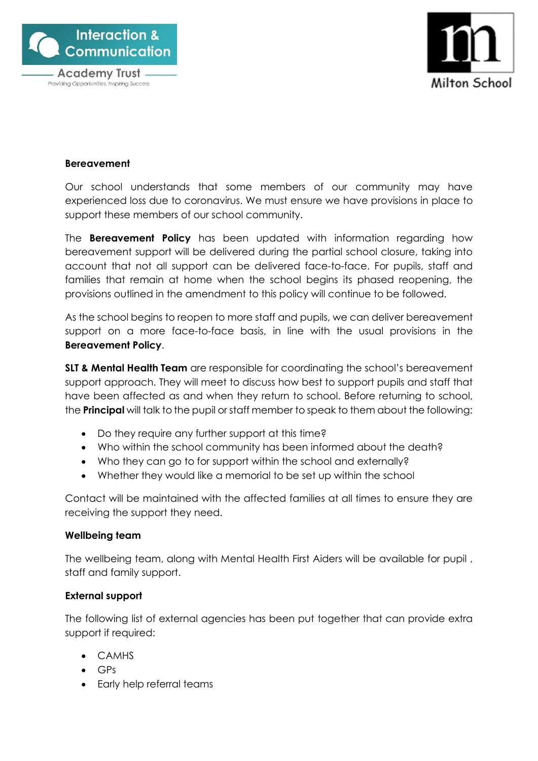**Bereavement**

Our school understands that some members of our community may have experienced loss due to coronavirus. We must ensure we have provisions in place to support these members of our school community.

The **Bereavement Policy** has been updated with information regarding how bereavement support will be delivered during the partial school closure, taking into account that not all support can be delivered face-to-face. For pupils, staff and families that remain at home when the school begins its phased reopening, the provisions outlined in the amendment to this policy will continue to be followed.

As the school begins to reopen to more staff and pupils, we can deliver bereavement support on a more face-to-face basis, in line with the usual provisions in the **Bereavement Policy**.

**SLT & Mental Health Team** are responsible for coordinating the school's bereavement support approach. They will meet to discuss how best to support pupils and staff that have been affected as and when they return to school. Before returning to school, the **Principal** will talk to the pupil or staff member to speak to them about the following:

- Do they require any further support at this time?
- Who within the school community has been informed about the death?
- Who they can go to for support within the school and externally?
- Whether they would like a memorial to be set up within the school

Contact will be maintained with the affected families at all times to ensure they are receiving the support they need.

**Wellbeing team**

The wellbeing team, along with Mental Health First Aiders will be available for pupil , staff and family support.

**External support**

The following list of external agencies has been put together that can provide extra support if required:

- CAMHS
- GPs
- Early help referral teams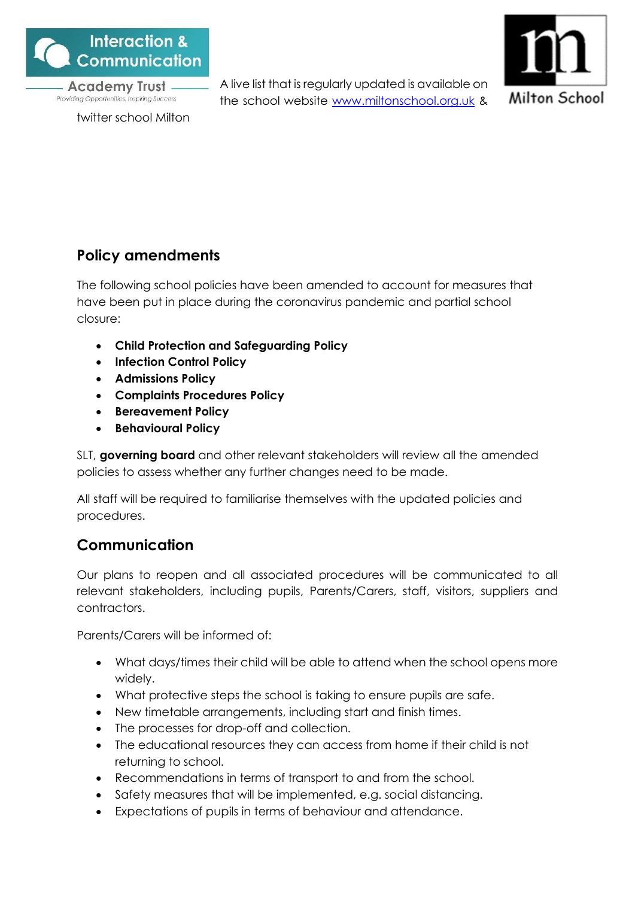A live list that is regularly updated is available on the school website www.miltonschool.org.uk & twitter school Milton

## Policy amendments

The following school policies have been amended to account for measures that have been put in place during the coronavirus pandemic and partial school closure:

- **Child Protection and Safeguarding Policy**
- **Infection Control Policy**
- **Admissions Policy**
- **Complaints Procedures Policy**
- **Bereavement Policy**
- **Behavioural Policy**

SLT, **governing board** and other relevant stakeholders will review all the amended policies to assess whether any further changes need to be made.

All staff will be required to familiarise themselves with the updated policies and procedures.

## Communication

Our plans to reopen and all associated procedures will be communicated to all relevant stakeholders, including pupils, Parents/Carers, staff, visitors, suppliers and contractors.

Parents/Carers will be informed of:

- What days/times their child will be able to attend when the school opens more widely.
- What protective steps the school is taking to ensure pupils are safe.
- New timetable arrangements, including start and finish times.
- The processes for drop-off and collection.
- The educational resources they can access from home if their child is not returning to school.
- Recommendations in terms of transport to and from the school.
- Safety measures that will be implemented, e.g. social distancing.
- Expectations of pupils in terms of behaviour and attendance.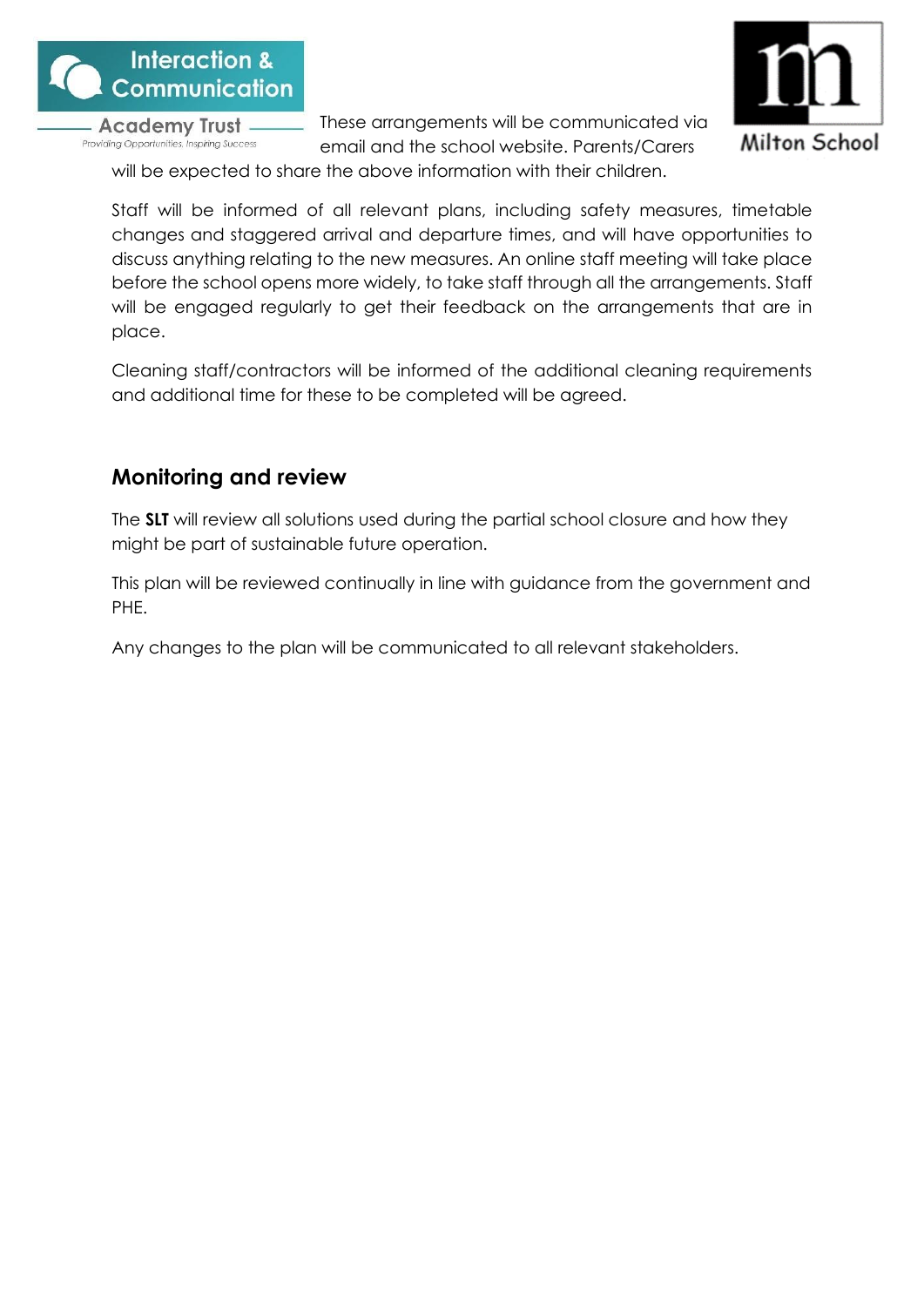These arrangements will be communicated via email and the school website. Parents/Carers will be expected to share the above information with their children.

Staff will be informed of all relevant plans, including safety measures, timetable changes and staggered arrival and departure times, and will have opportunities to discuss anything relating to the new measures. An online staff meeting will take place before the school opens more widely, to take staff through all the arrangements. Staff will be engaged regularly to get their feedback on the arrangements that are in place.

Cleaning staff/contractors will be informed of the additional cleaning requirements and additional time for these to be completed will be agreed.

## Monitoring and review

The **SLT** will review all solutions used during the partial school closure and how they might be part of sustainable future operation.

This plan will be reviewed continually in line with guidance from the government and PHE.

Any changes to the plan will be communicated to all relevant stakeholders.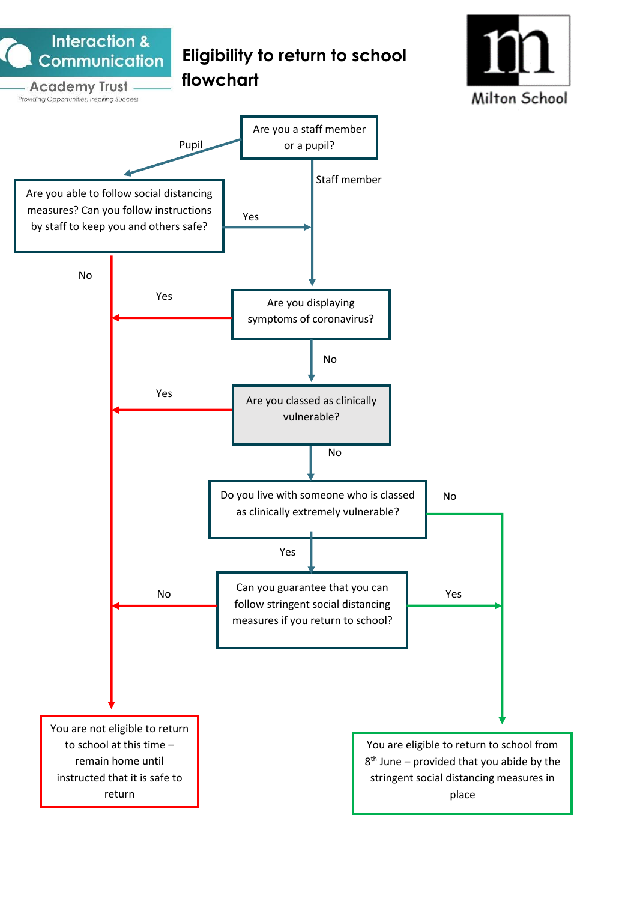Interaction & Communication Academy Trust

Providing Opportunities, Inspiring Success

# Eligibility to return to school flowchart

Milton School

Are you a staff member or a pupil?

- Pupil → Are you able to follow social distancing measures? Can you follow instructions by staff to keep you and others safe?
  - Yes → Are you displaying symptoms of coronavirus?
  - No → You are not eligible to return to school at this time – remain home until instructed that it is safe to return
- Staff member → Are you displaying symptoms of coronavirus?

Are you displaying symptoms of coronavirus?

- Yes → You are not eligible to return to school at this time – remain home until instructed that it is safe to return
- No → Are you classed as clinically vulnerable?

Are you classed as clinically vulnerable?

- Yes → You are not eligible to return to school at this time – remain home until instructed that it is safe to return
- No → Do you live with someone who is classed as clinically extremely vulnerable?

Do you live with someone who is classed as clinically extremely vulnerable?

- No → You are eligible to return to school from 8th June – provided that you abide by the stringent social distancing measures in place
- Yes → Can you guarantee that you can follow stringent social distancing measures if you return to school?

Can you guarantee that you can follow stringent social distancing measures if you return to school?

- No → You are not eligible to return to school at this time – remain home until instructed that it is safe to return
- Yes → You are eligible to return to school from 8th June – provided that you abide by the stringent social distancing measures in place

**You are not eligible to return to school at this time – remain home until instructed that it is safe to return**

**You are eligible to return to school from 8th June – provided that you abide by the stringent social distancing measures in place**